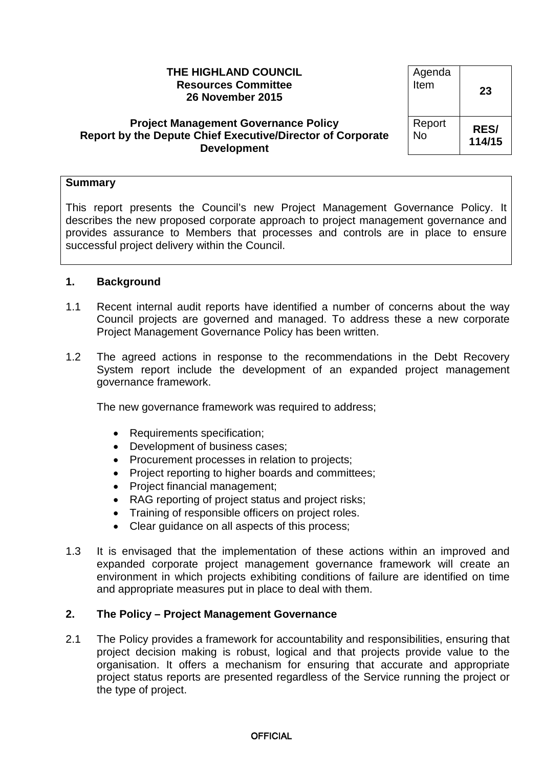**THE HIGHLAND COUNCIL**
**Resources Committee**
**26 November 2015**

| Agenda Item | **23** |
|---|---|
| Report No | **RES/ 114/15** |

**Project Management Governance Policy**
**Report by the Depute Chief Executive/Director of Corporate Development**

| **Summary** |
|---|
| This report presents the Council's new Project Management Governance Policy. It describes the new proposed corporate approach to project management governance and provides assurance to Members that processes and controls are in place to ensure successful project delivery within the Council. |

## 1. Background

1.1 Recent internal audit reports have identified a number of concerns about the way Council projects are governed and managed. To address these a new corporate Project Management Governance Policy has been written.

1.2 The agreed actions in response to the recommendations in the Debt Recovery System report include the development of an expanded project management governance framework.

The new governance framework was required to address;

- Requirements specification;
- Development of business cases;
- Procurement processes in relation to projects;
- Project reporting to higher boards and committees;
- Project financial management;
- RAG reporting of project status and project risks;
- Training of responsible officers on project roles.
- Clear guidance on all aspects of this process;

1.3 It is envisaged that the implementation of these actions within an improved and expanded corporate project management governance framework will create an environment in which projects exhibiting conditions of failure are identified on time and appropriate measures put in place to deal with them.

## 2. The Policy – Project Management Governance

2.1 The Policy provides a framework for accountability and responsibilities, ensuring that project decision making is robust, logical and that projects provide value to the organisation. It offers a mechanism for ensuring that accurate and appropriate project status reports are presented regardless of the Service running the project or the type of project.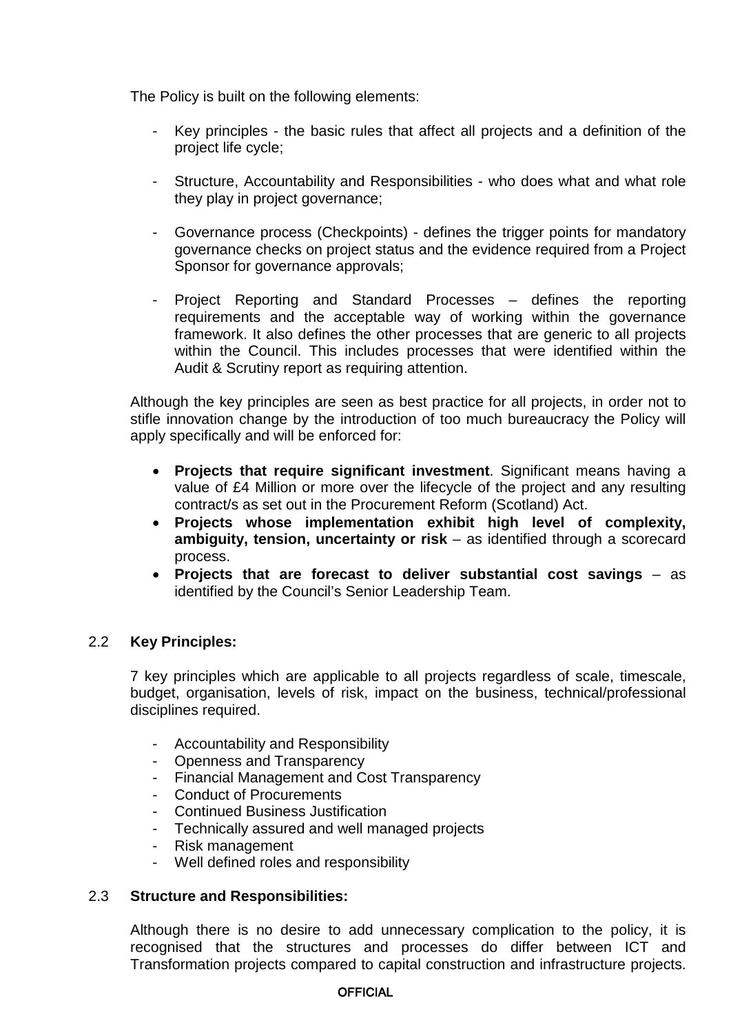The Policy is built on the following elements:

- Key principles - the basic rules that affect all projects and a definition of the project life cycle;

- Structure, Accountability and Responsibilities - who does what and what role they play in project governance;

- Governance process (Checkpoints) - defines the trigger points for mandatory governance checks on project status and the evidence required from a Project Sponsor for governance approvals;

- Project Reporting and Standard Processes – defines the reporting requirements and the acceptable way of working within the governance framework. It also defines the other processes that are generic to all projects within the Council. This includes processes that were identified within the Audit & Scrutiny report as requiring attention.

Although the key principles are seen as best practice for all projects, in order not to stifle innovation change by the introduction of too much bureaucracy the Policy will apply specifically and will be enforced for:

- **Projects that require significant investment**. Significant means having a value of £4 Million or more over the lifecycle of the project and any resulting contract/s as set out in the Procurement Reform (Scotland) Act.
- **Projects whose implementation exhibit high level of complexity, ambiguity, tension, uncertainty or risk** – as identified through a scorecard process.
- **Projects that are forecast to deliver substantial cost savings** – as identified by the Council's Senior Leadership Team.

2.2 **Key Principles:**

7 key principles which are applicable to all projects regardless of scale, timescale, budget, organisation, levels of risk, impact on the business, technical/professional disciplines required.

- Accountability and Responsibility
- Openness and Transparency
- Financial Management and Cost Transparency
- Conduct of Procurements
- Continued Business Justification
- Technically assured and well managed projects
- Risk management
- Well defined roles and responsibility

2.3 **Structure and Responsibilities:**

Although there is no desire to add unnecessary complication to the policy, it is recognised that the structures and processes do differ between ICT and Transformation projects compared to capital construction and infrastructure projects.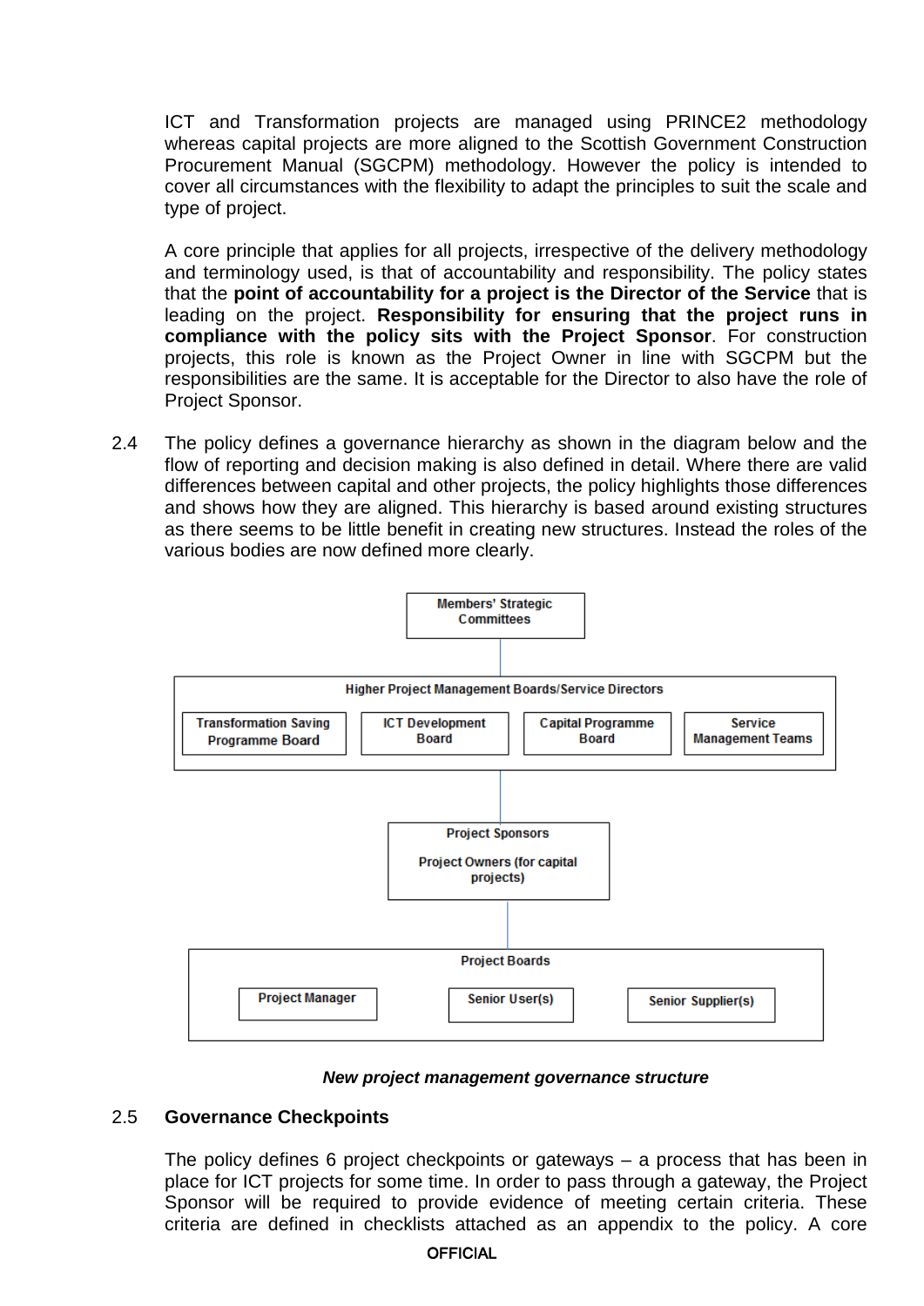ICT and Transformation projects are managed using PRINCE2 methodology whereas capital projects are more aligned to the Scottish Government Construction Procurement Manual (SGCPM) methodology. However the policy is intended to cover all circumstances with the flexibility to adapt the principles to suit the scale and type of project.

A core principle that applies for all projects, irrespective of the delivery methodology and terminology used, is that of accountability and responsibility. The policy states that the **point of accountability for a project is the Director of the Service** that is leading on the project. **Responsibility for ensuring that the project runs in compliance with the policy sits with the Project Sponsor**. For construction projects, this role is known as the Project Owner in line with SGCPM but the responsibilities are the same. It is acceptable for the Director to also have the role of Project Sponsor.

2.4 The policy defines a governance hierarchy as shown in the diagram below and the flow of reporting and decision making is also defined in detail. Where there are valid differences between capital and other projects, the policy highlights those differences and shows how they are aligned. This hierarchy is based around existing structures as there seems to be little benefit in creating new structures. Instead the roles of the various bodies are now defined more clearly.

- **Members' Strategic Committees**
  - **Higher Project Management Boards/Service Directors**
    - Transformation Saving Programme Board
    - ICT Development Board
    - Capital Programme Board
    - Service Management Teams
    - **Project Sponsors** / Project Owners (for capital projects)
      - **Project Boards**
        - Project Manager
        - Senior User(s)
        - Senior Supplier(s)

***New project management governance structure***

## 2.5 Governance Checkpoints

The policy defines 6 project checkpoints or gateways – a process that has been in place for ICT projects for some time. In order to pass through a gateway, the Project Sponsor will be required to provide evidence of meeting certain criteria. These criteria are defined in checklists attached as an appendix to the policy. A core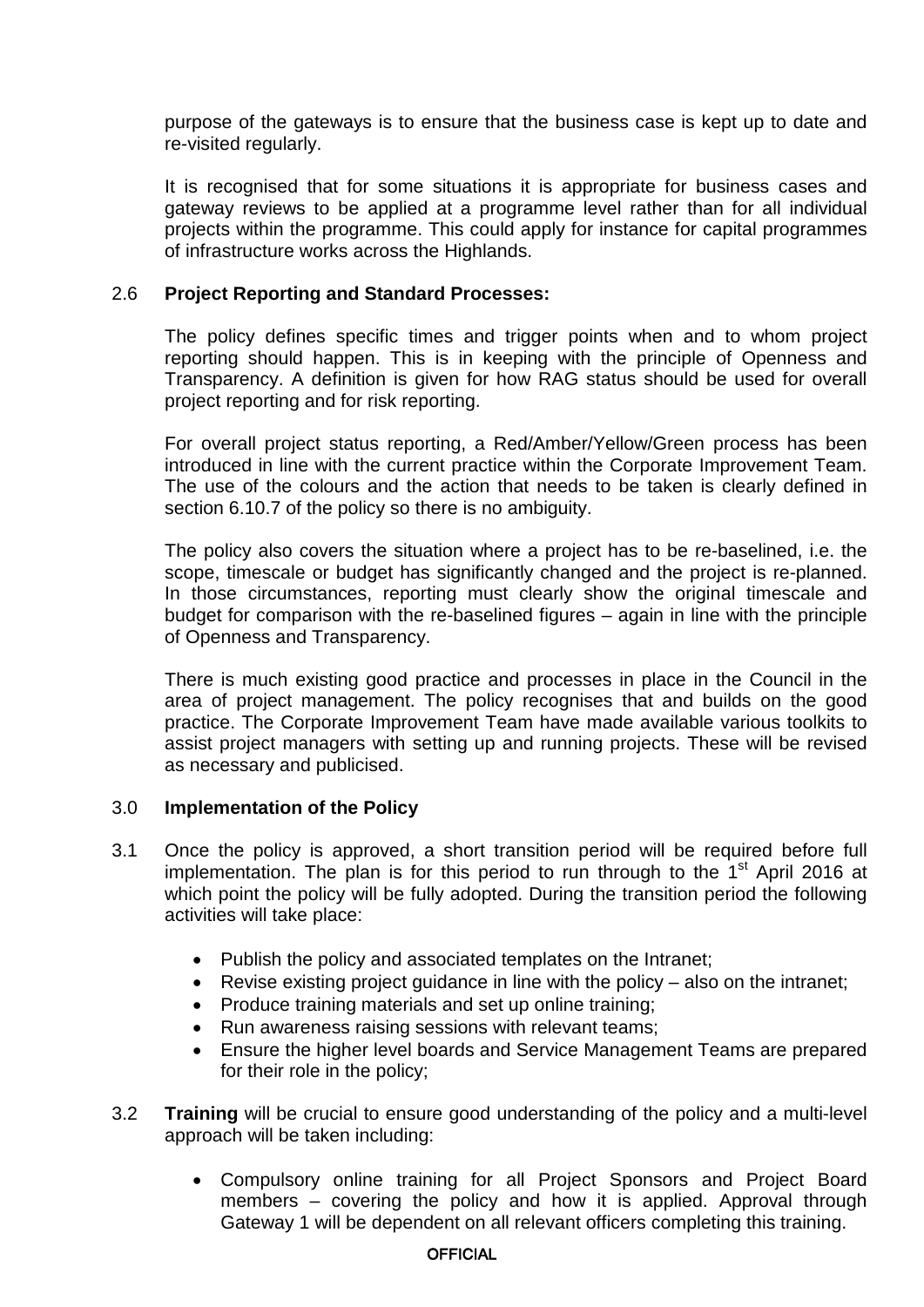purpose of the gateways is to ensure that the business case is kept up to date and re-visited regularly.

It is recognised that for some situations it is appropriate for business cases and gateway reviews to be applied at a programme level rather than for all individual projects within the programme. This could apply for instance for capital programmes of infrastructure works across the Highlands.

2.6 **Project Reporting and Standard Processes:**

The policy defines specific times and trigger points when and to whom project reporting should happen. This is in keeping with the principle of Openness and Transparency. A definition is given for how RAG status should be used for overall project reporting and for risk reporting.

For overall project status reporting, a Red/Amber/Yellow/Green process has been introduced in line with the current practice within the Corporate Improvement Team. The use of the colours and the action that needs to be taken is clearly defined in section 6.10.7 of the policy so there is no ambiguity.

The policy also covers the situation where a project has to be re-baselined, i.e. the scope, timescale or budget has significantly changed and the project is re-planned. In those circumstances, reporting must clearly show the original timescale and budget for comparison with the re-baselined figures – again in line with the principle of Openness and Transparency.

There is much existing good practice and processes in place in the Council in the area of project management. The policy recognises that and builds on the good practice. The Corporate Improvement Team have made available various toolkits to assist project managers with setting up and running projects. These will be revised as necessary and publicised.

3.0 **Implementation of the Policy**

3.1 Once the policy is approved, a short transition period will be required before full implementation. The plan is for this period to run through to the 1st April 2016 at which point the policy will be fully adopted. During the transition period the following activities will take place:

- Publish the policy and associated templates on the Intranet;
- Revise existing project guidance in line with the policy – also on the intranet;
- Produce training materials and set up online training;
- Run awareness raising sessions with relevant teams;
- Ensure the higher level boards and Service Management Teams are prepared for their role in the policy;

3.2 **Training** will be crucial to ensure good understanding of the policy and a multi-level approach will be taken including:

- Compulsory online training for all Project Sponsors and Project Board members – covering the policy and how it is applied. Approval through Gateway 1 will be dependent on all relevant officers completing this training.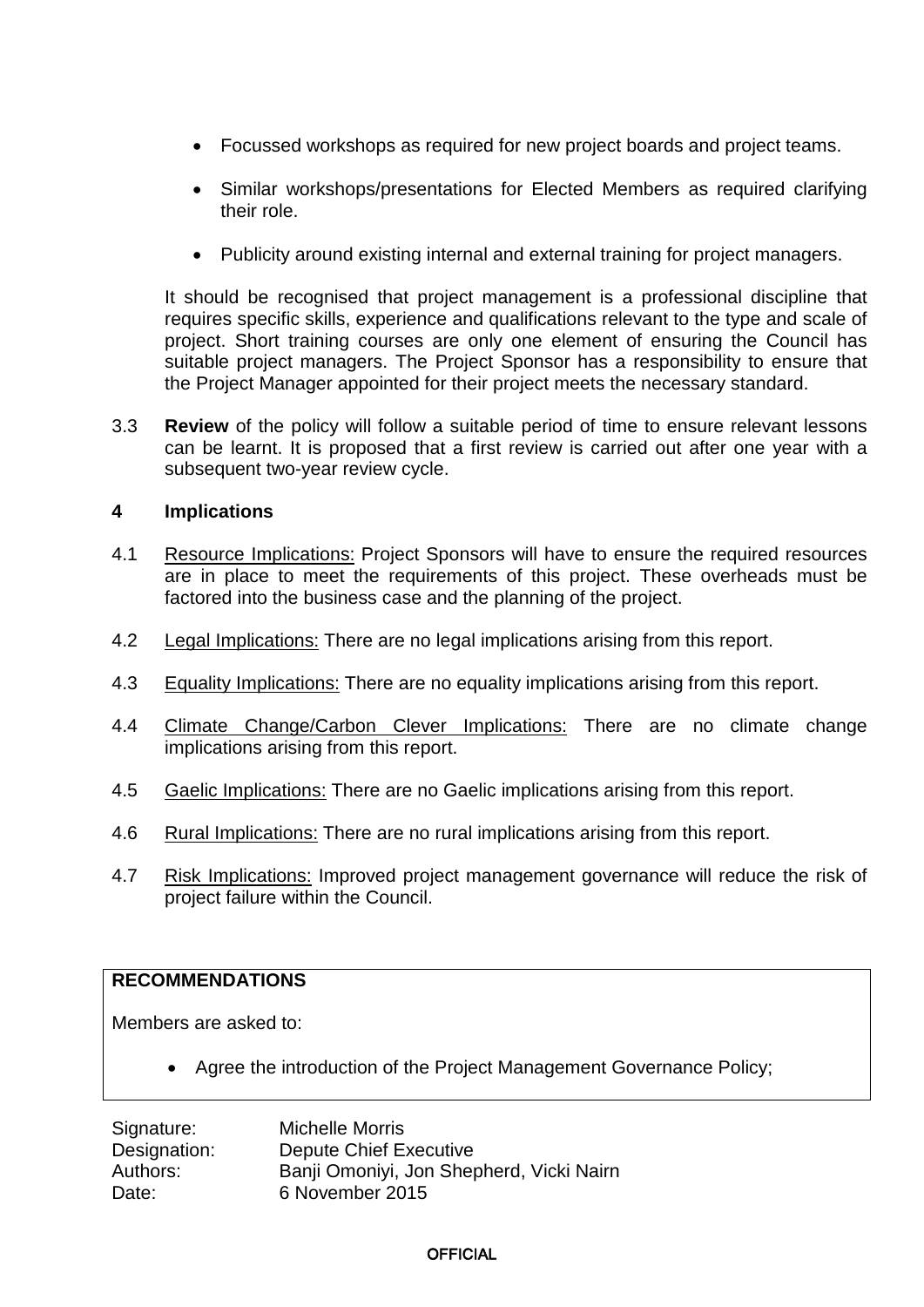- Focussed workshops as required for new project boards and project teams.
- Similar workshops/presentations for Elected Members as required clarifying their role.
- Publicity around existing internal and external training for project managers.

It should be recognised that project management is a professional discipline that requires specific skills, experience and qualifications relevant to the type and scale of project. Short training courses are only one element of ensuring the Council has suitable project managers. The Project Sponsor has a responsibility to ensure that the Project Manager appointed for their project meets the necessary standard.

3.3 **Review** of the policy will follow a suitable period of time to ensure relevant lessons can be learnt. It is proposed that a first review is carried out after one year with a subsequent two-year review cycle.

## 4 Implications

4.1 Resource Implications: Project Sponsors will have to ensure the required resources are in place to meet the requirements of this project. These overheads must be factored into the business case and the planning of the project.

4.2 Legal Implications: There are no legal implications arising from this report.

4.3 Equality Implications: There are no equality implications arising from this report.

4.4 Climate Change/Carbon Clever Implications: There are no climate change implications arising from this report.

4.5 Gaelic Implications: There are no Gaelic implications arising from this report.

4.6 Rural Implications: There are no rural implications arising from this report.

4.7 Risk Implications: Improved project management governance will reduce the risk of project failure within the Council.

**RECOMMENDATIONS**

Members are asked to:

- Agree the introduction of the Project Management Governance Policy;

| | |
|---|---|
| Signature: | Michelle Morris |
| Designation: | Depute Chief Executive |
| Authors: | Banji Omoniyi, Jon Shepherd, Vicki Nairn |
| Date: | 6 November 2015 |

OFFICIAL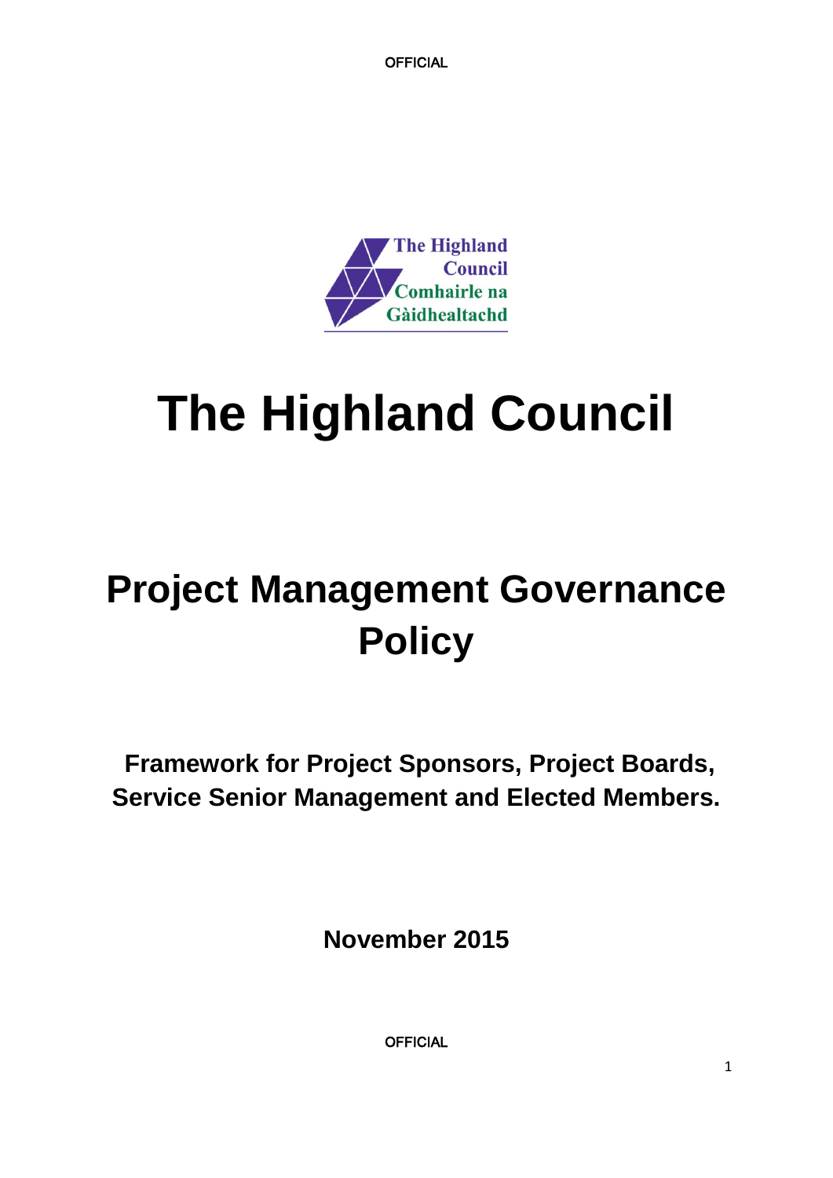# The Highland Council

## Project Management Governance Policy

**Framework for Project Sponsors, Project Boards, Service Senior Management and Elected Members.**

**November 2015**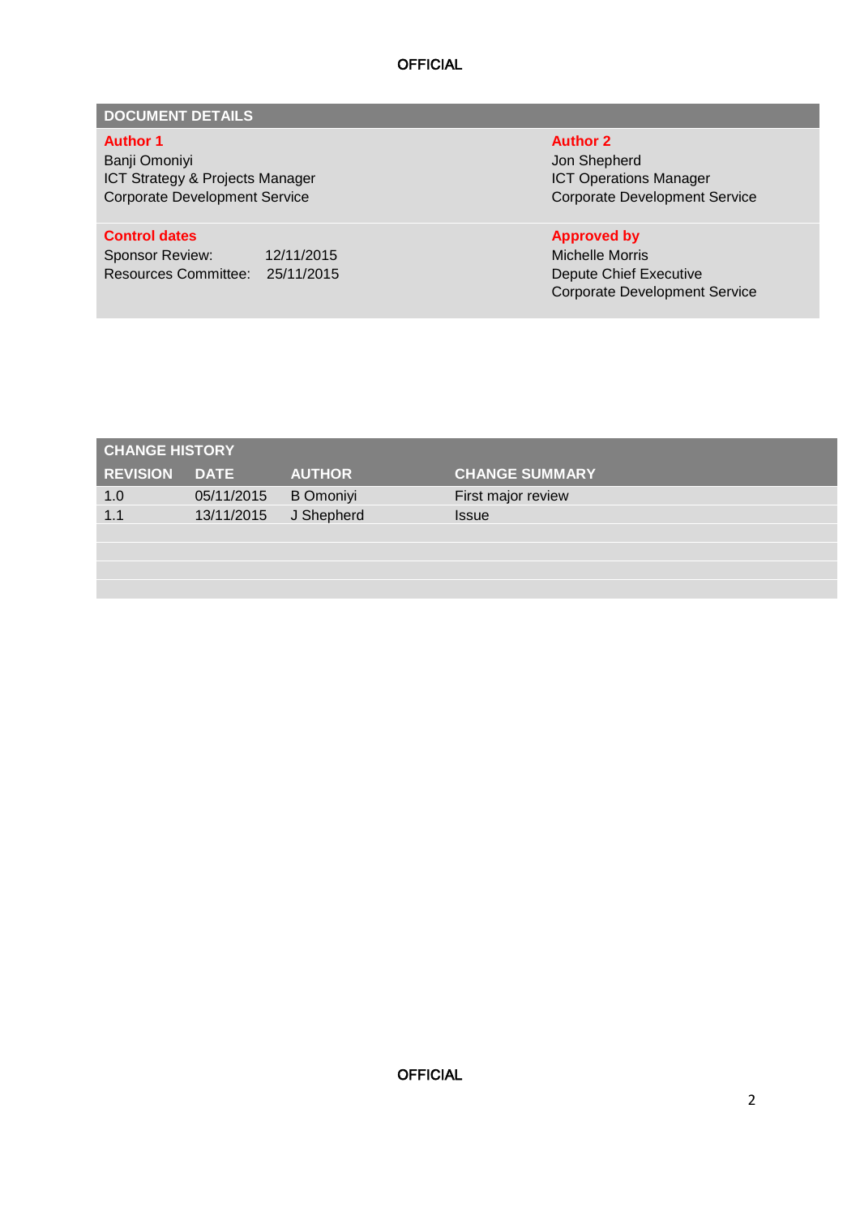## DOCUMENT DETAILS

| **Author 1** | **Author 2** |
| --- | --- |
| Banji Omoniyi<br>ICT Strategy & Projects Manager<br>Corporate Development Service | Jon Shepherd<br>ICT Operations Manager<br>Corporate Development Service |
| **Control dates**<br>Sponsor Review: 12/11/2015<br>Resources Committee: 25/11/2015 | **Approved by**<br>Michelle Morris<br>Depute Chief Executive<br>Corporate Development Service |

## CHANGE HISTORY

| REVISION | DATE | AUTHOR | CHANGE SUMMARY |
| --- | --- | --- | --- |
| 1.0 | 05/11/2015 | B Omoniyi | First major review |
| 1.1 | 13/11/2015 | J Shepherd | Issue |
| | | | |
| | | | |
| | | | |
| | | | |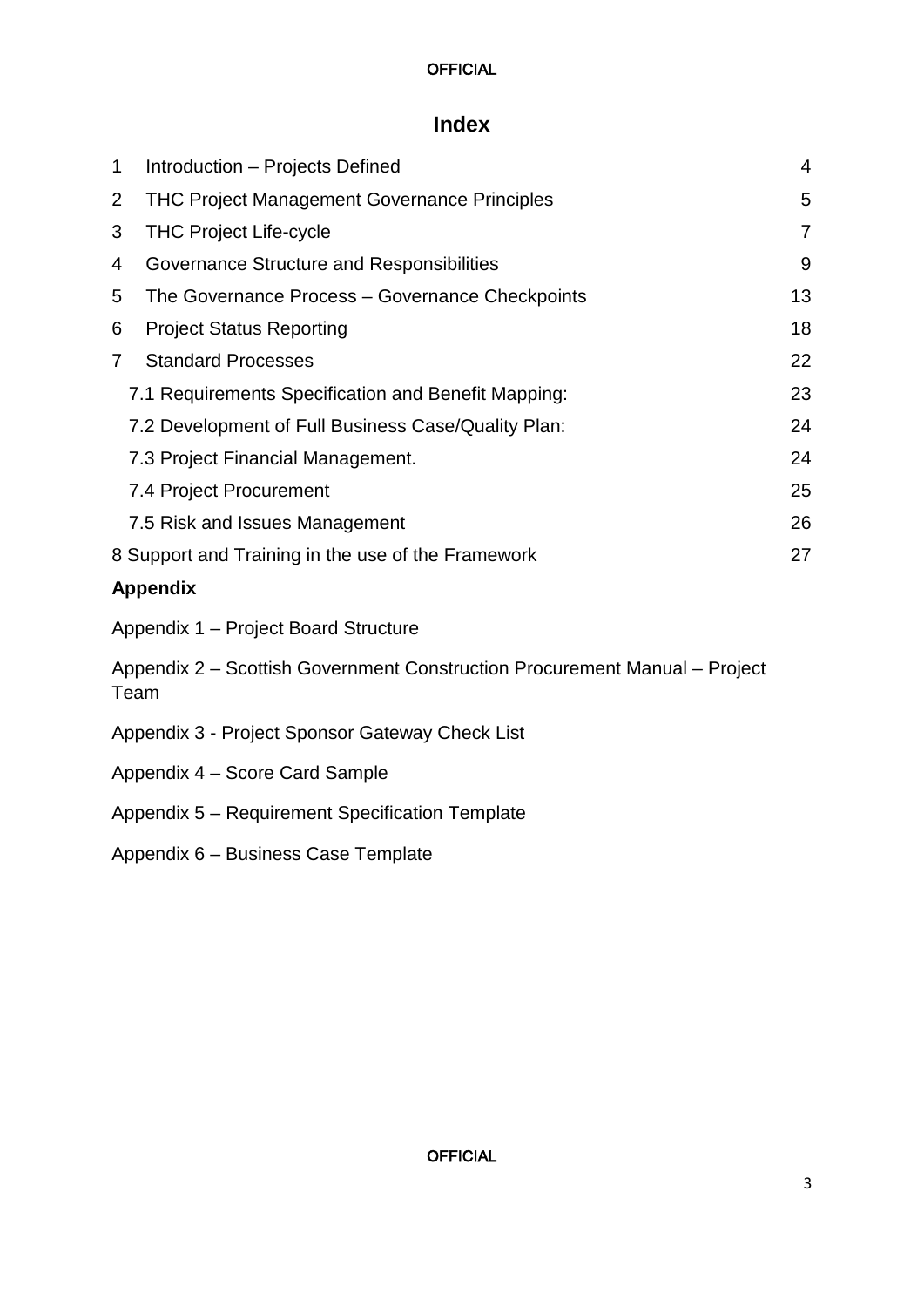# Index

| | | |
|---|---|---|
| 1 | Introduction – Projects Defined | 4 |
| 2 | THC Project Management Governance Principles | 5 |
| 3 | THC Project Life-cycle | 7 |
| 4 | Governance Structure and Responsibilities | 9 |
| 5 | The Governance Process – Governance Checkpoints | 13 |
| 6 | Project Status Reporting | 18 |
| 7 | Standard Processes | 22 |
| | 7.1 Requirements Specification and Benefit Mapping: | 23 |
| | 7.2 Development of Full Business Case/Quality Plan: | 24 |
| | 7.3 Project Financial Management. | 24 |
| | 7.4 Project Procurement | 25 |
| | 7.5 Risk and Issues Management | 26 |
| 8 | Support and Training in the use of the Framework | 27 |

**Appendix**

Appendix 1 – Project Board Structure

Appendix 2 – Scottish Government Construction Procurement Manual – Project Team

Appendix 3 - Project Sponsor Gateway Check List

Appendix 4 – Score Card Sample

Appendix 5 – Requirement Specification Template

Appendix 6 – Business Case Template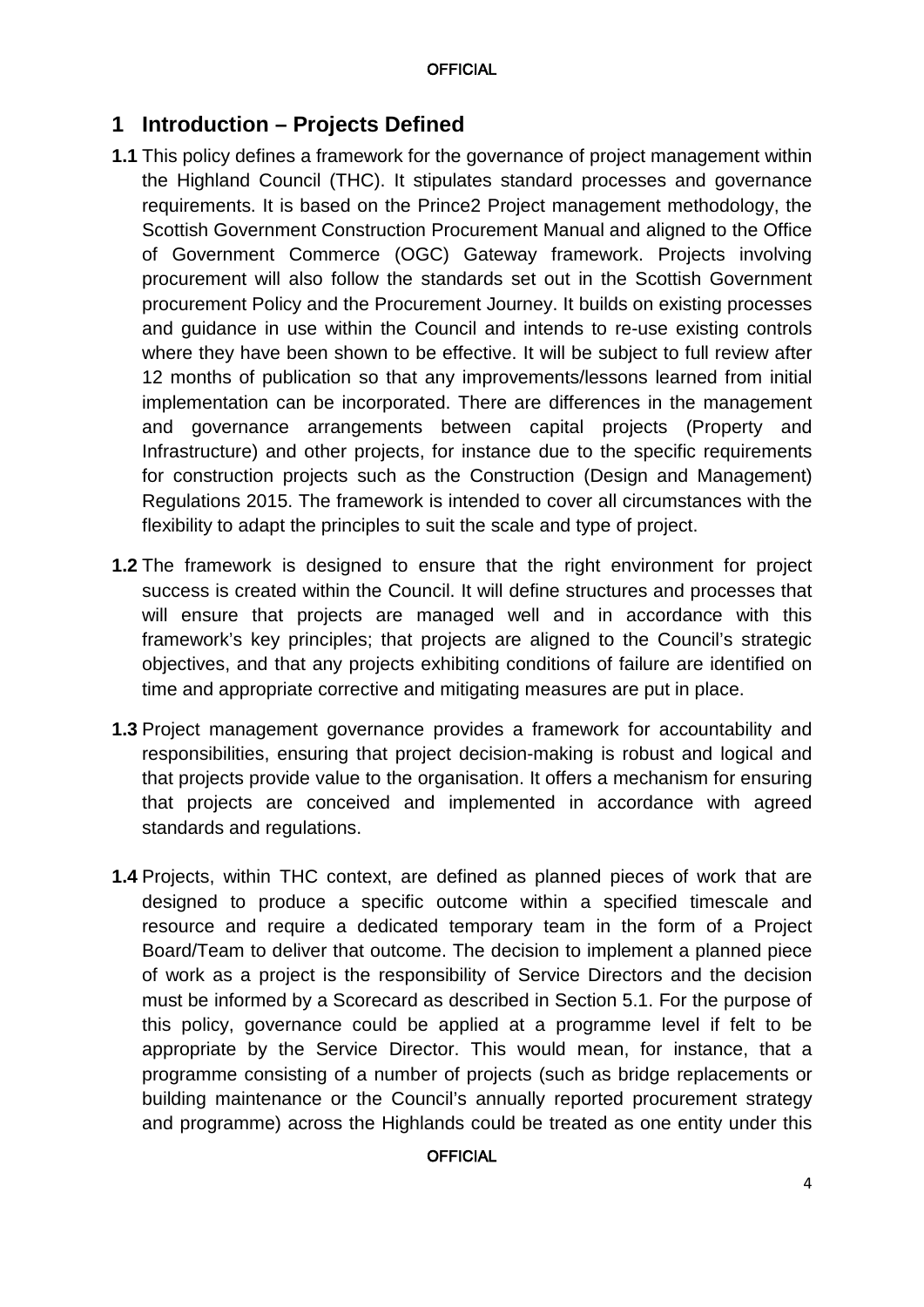# 1 Introduction – Projects Defined

**1.1** This policy defines a framework for the governance of project management within the Highland Council (THC). It stipulates standard processes and governance requirements. It is based on the Prince2 Project management methodology, the Scottish Government Construction Procurement Manual and aligned to the Office of Government Commerce (OGC) Gateway framework. Projects involving procurement will also follow the standards set out in the Scottish Government procurement Policy and the Procurement Journey. It builds on existing processes and guidance in use within the Council and intends to re-use existing controls where they have been shown to be effective. It will be subject to full review after 12 months of publication so that any improvements/lessons learned from initial implementation can be incorporated. There are differences in the management and governance arrangements between capital projects (Property and Infrastructure) and other projects, for instance due to the specific requirements for construction projects such as the Construction (Design and Management) Regulations 2015. The framework is intended to cover all circumstances with the flexibility to adapt the principles to suit the scale and type of project.

**1.2** The framework is designed to ensure that the right environment for project success is created within the Council. It will define structures and processes that will ensure that projects are managed well and in accordance with this framework's key principles; that projects are aligned to the Council's strategic objectives, and that any projects exhibiting conditions of failure are identified on time and appropriate corrective and mitigating measures are put in place.

**1.3** Project management governance provides a framework for accountability and responsibilities, ensuring that project decision-making is robust and logical and that projects provide value to the organisation. It offers a mechanism for ensuring that projects are conceived and implemented in accordance with agreed standards and regulations.

**1.4** Projects, within THC context, are defined as planned pieces of work that are designed to produce a specific outcome within a specified timescale and resource and require a dedicated temporary team in the form of a Project Board/Team to deliver that outcome. The decision to implement a planned piece of work as a project is the responsibility of Service Directors and the decision must be informed by a Scorecard as described in Section 5.1. For the purpose of this policy, governance could be applied at a programme level if felt to be appropriate by the Service Director. This would mean, for instance, that a programme consisting of a number of projects (such as bridge replacements or building maintenance or the Council's annually reported procurement strategy and programme) across the Highlands could be treated as one entity under this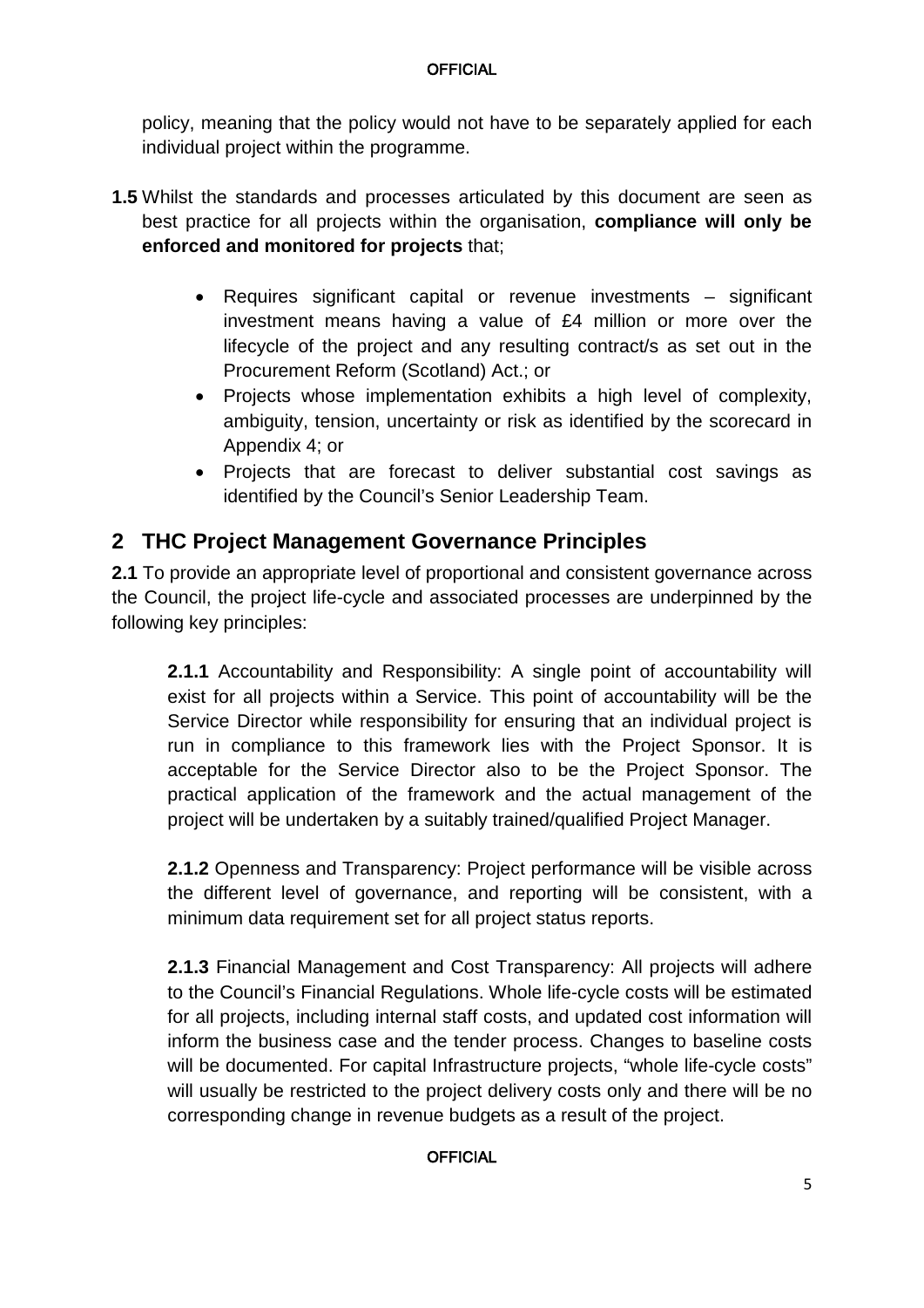policy, meaning that the policy would not have to be separately applied for each individual project within the programme.

**1.5** Whilst the standards and processes articulated by this document are seen as best practice for all projects within the organisation, **compliance will only be enforced and monitored for projects** that;

- Requires significant capital or revenue investments – significant investment means having a value of £4 million or more over the lifecycle of the project and any resulting contract/s as set out in the Procurement Reform (Scotland) Act.; or
- Projects whose implementation exhibits a high level of complexity, ambiguity, tension, uncertainty or risk as identified by the scorecard in Appendix 4; or
- Projects that are forecast to deliver substantial cost savings as identified by the Council's Senior Leadership Team.

## 2 THC Project Management Governance Principles

**2.1** To provide an appropriate level of proportional and consistent governance across the Council, the project life-cycle and associated processes are underpinned by the following key principles:

**2.1.1** Accountability and Responsibility: A single point of accountability will exist for all projects within a Service. This point of accountability will be the Service Director while responsibility for ensuring that an individual project is run in compliance to this framework lies with the Project Sponsor. It is acceptable for the Service Director also to be the Project Sponsor. The practical application of the framework and the actual management of the project will be undertaken by a suitably trained/qualified Project Manager.

**2.1.2** Openness and Transparency: Project performance will be visible across the different level of governance, and reporting will be consistent, with a minimum data requirement set for all project status reports.

**2.1.3** Financial Management and Cost Transparency: All projects will adhere to the Council's Financial Regulations. Whole life-cycle costs will be estimated for all projects, including internal staff costs, and updated cost information will inform the business case and the tender process. Changes to baseline costs will be documented. For capital Infrastructure projects, "whole life-cycle costs" will usually be restricted to the project delivery costs only and there will be no corresponding change in revenue budgets as a result of the project.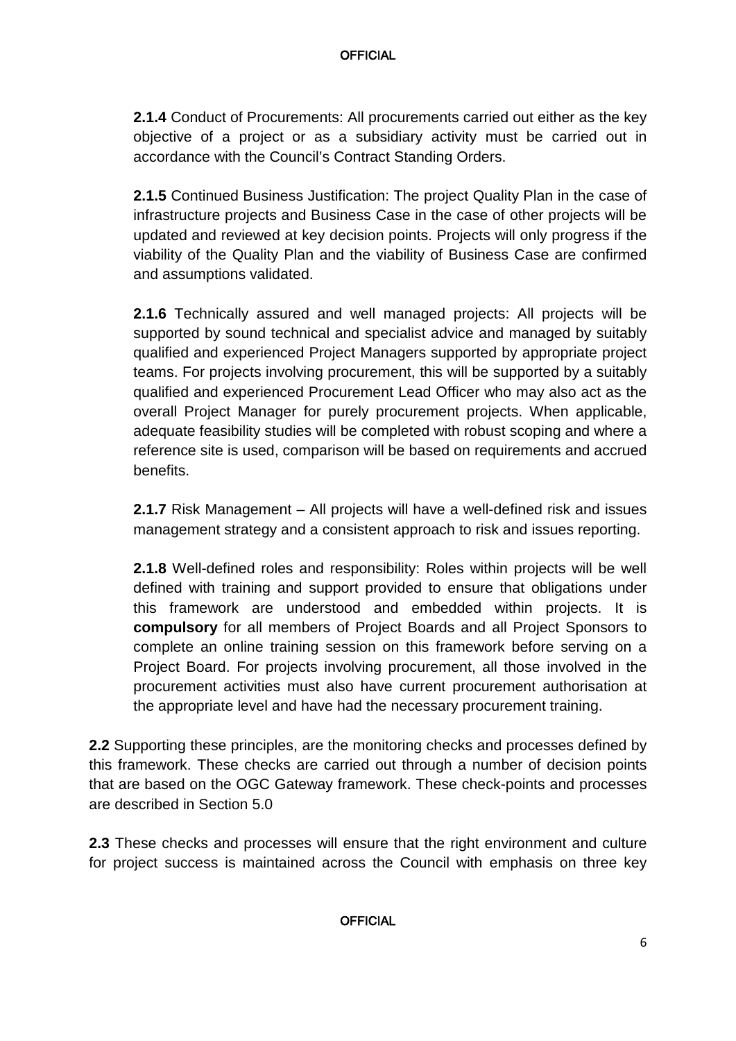**2.1.4** Conduct of Procurements: All procurements carried out either as the key objective of a project or as a subsidiary activity must be carried out in accordance with the Council's Contract Standing Orders.

**2.1.5** Continued Business Justification: The project Quality Plan in the case of infrastructure projects and Business Case in the case of other projects will be updated and reviewed at key decision points. Projects will only progress if the viability of the Quality Plan and the viability of Business Case are confirmed and assumptions validated.

**2.1.6** Technically assured and well managed projects: All projects will be supported by sound technical and specialist advice and managed by suitably qualified and experienced Project Managers supported by appropriate project teams. For projects involving procurement, this will be supported by a suitably qualified and experienced Procurement Lead Officer who may also act as the overall Project Manager for purely procurement projects. When applicable, adequate feasibility studies will be completed with robust scoping and where a reference site is used, comparison will be based on requirements and accrued benefits.

**2.1.7** Risk Management – All projects will have a well-defined risk and issues management strategy and a consistent approach to risk and issues reporting.

**2.1.8** Well-defined roles and responsibility: Roles within projects will be well defined with training and support provided to ensure that obligations under this framework are understood and embedded within projects. It is **compulsory** for all members of Project Boards and all Project Sponsors to complete an online training session on this framework before serving on a Project Board. For projects involving procurement, all those involved in the procurement activities must also have current procurement authorisation at the appropriate level and have had the necessary procurement training.

**2.2** Supporting these principles, are the monitoring checks and processes defined by this framework. These checks are carried out through a number of decision points that are based on the OGC Gateway framework. These check-points and processes are described in Section 5.0

**2.3** These checks and processes will ensure that the right environment and culture for project success is maintained across the Council with emphasis on three key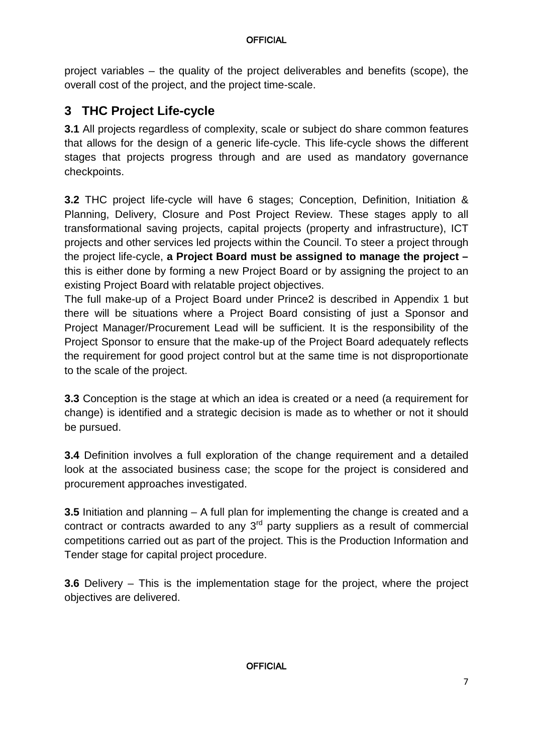project variables – the quality of the project deliverables and benefits (scope), the overall cost of the project, and the project time-scale.

## 3 THC Project Life-cycle

**3.1** All projects regardless of complexity, scale or subject do share common features that allows for the design of a generic life-cycle. This life-cycle shows the different stages that projects progress through and are used as mandatory governance checkpoints.

**3.2** THC project life-cycle will have 6 stages; Conception, Definition, Initiation & Planning, Delivery, Closure and Post Project Review. These stages apply to all transformational saving projects, capital projects (property and infrastructure), ICT projects and other services led projects within the Council. To steer a project through the project life-cycle, **a Project Board must be assigned to manage the project –** this is either done by forming a new Project Board or by assigning the project to an existing Project Board with relatable project objectives.
The full make-up of a Project Board under Prince2 is described in Appendix 1 but there will be situations where a Project Board consisting of just a Sponsor and Project Manager/Procurement Lead will be sufficient. It is the responsibility of the Project Sponsor to ensure that the make-up of the Project Board adequately reflects the requirement for good project control but at the same time is not disproportionate to the scale of the project.

**3.3** Conception is the stage at which an idea is created or a need (a requirement for change) is identified and a strategic decision is made as to whether or not it should be pursued.

**3.4** Definition involves a full exploration of the change requirement and a detailed look at the associated business case; the scope for the project is considered and procurement approaches investigated.

**3.5** Initiation and planning – A full plan for implementing the change is created and a contract or contracts awarded to any 3rd party suppliers as a result of commercial competitions carried out as part of the project. This is the Production Information and Tender stage for capital project procedure.

**3.6** Delivery – This is the implementation stage for the project, where the project objectives are delivered.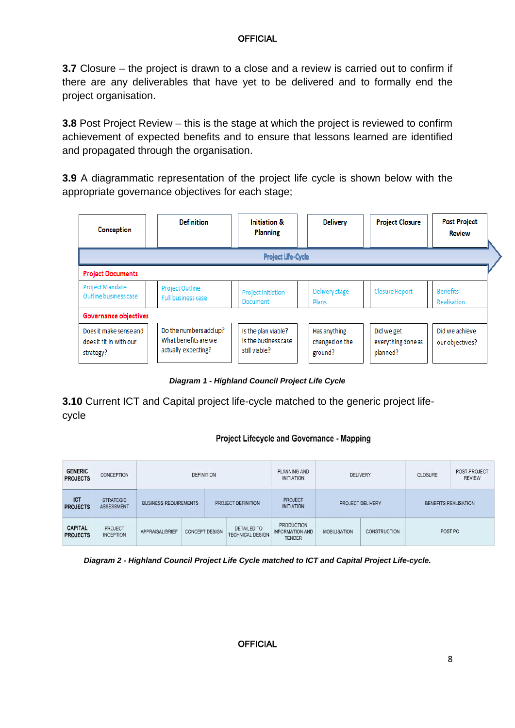**3.7** Closure – the project is drawn to a close and a review is carried out to confirm if there are any deliverables that have yet to be delivered and to formally end the project organisation.

**3.8** Post Project Review – this is the stage at which the project is reviewed to confirm achievement of expected benefits and to ensure that lessons learned are identified and propagated through the organisation.

**3.9** A diagrammatic representation of the project life cycle is shown below with the appropriate governance objectives for each stage;

| Conception | Definition | Initiation & Planning | Delivery | Project Closure | Post Project Review |
|---|---|---|---|---|---|
| **Project Life-Cycle** | | | | | |
| **Project Documents** | | | | | |
| Project Mandate Outline business case | Project Outline Full business case | Project Initiation Document | Delivery stage Plans | Closure Report | Benefits Realisation |
| **Governance objectives** | | | | | |
| Does it make sense and does it fit in with our strategy? | Do the numbers add up? What benefits are we actually expecting? | Is the plan viable? Is the business case still viable? | Has anything changed on the ground? | Did we get everything done as planned? | Did we achieve our objectives? |

*Diagram 1 - Highland Council Project Life Cycle*

**3.10** Current ICT and Capital project life-cycle matched to the generic project life-cycle

**Project Lifecycle and Governance - Mapping**

| GENERIC PROJECTS | CONCEPTION | DEFINITION | | | PLANNING AND INITIATION | DELIVERY | | CLOSURE | POST-PROJECT REVIEW |
|---|---|---|---|---|---|---|---|---|---|
| ICT PROJECTS | STRATEGIC ASSESSMENT | BUSINESS REQUIREMENTS | PROJECT DEFINITION | | PROJECT INITIATION | PROJECT DELIVERY | | BENEFITS REALISATION | |
| CAPITAL PROJECTS | PROJECT INCEPTION | APPRAISAL/BRIEF | CONCEPT DESIGN | DETAILED TO TECHNICAL DESIGN | PRODUCTION INFORMATION AND TENDER | MOBILISATION | CONSTRUCTION | POST PC | |

*Diagram 2 - Highland Council Project Life Cycle matched to ICT and Capital Project Life-cycle.*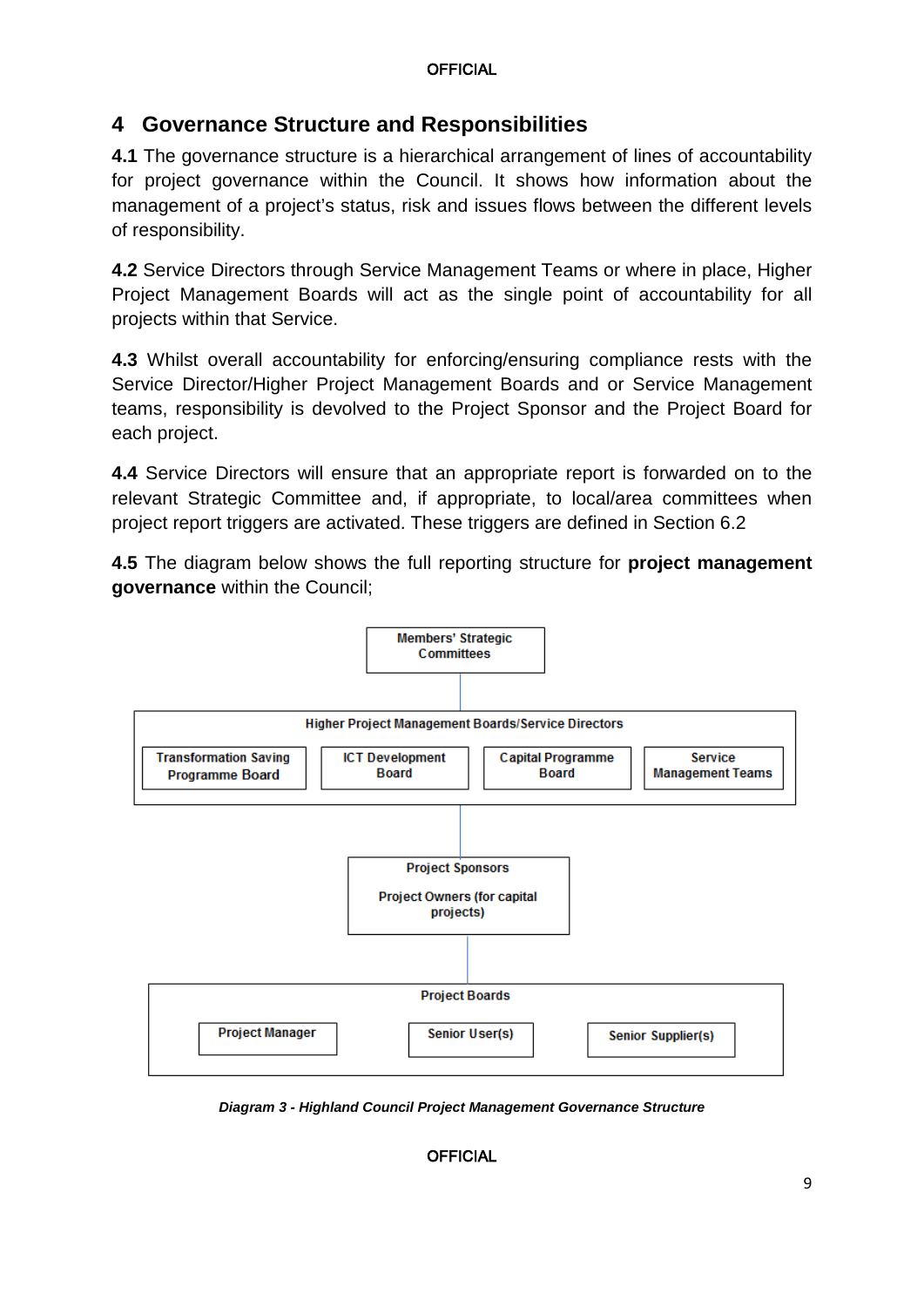## 4 Governance Structure and Responsibilities

**4.1** The governance structure is a hierarchical arrangement of lines of accountability for project governance within the Council. It shows how information about the management of a project's status, risk and issues flows between the different levels of responsibility.

**4.2** Service Directors through Service Management Teams or where in place, Higher Project Management Boards will act as the single point of accountability for all projects within that Service.

**4.3** Whilst overall accountability for enforcing/ensuring compliance rests with the Service Director/Higher Project Management Boards and or Service Management teams, responsibility is devolved to the Project Sponsor and the Project Board for each project.

**4.4** Service Directors will ensure that an appropriate report is forwarded on to the relevant Strategic Committee and, if appropriate, to local/area committees when project report triggers are activated. These triggers are defined in Section 6.2

**4.5** The diagram below shows the full reporting structure for **project management governance** within the Council;

- Members' Strategic Committees
- Higher Project Management Boards/Service Directors
  - Transformation Saving Programme Board
  - ICT Development Board
  - Capital Programme Board
  - Service Management Teams
- Project Sponsors
  - Project Owners (for capital projects)
- Project Boards
  - Project Manager
  - Senior User(s)
  - Senior Supplier(s)

***Diagram 3 - Highland Council Project Management Governance Structure***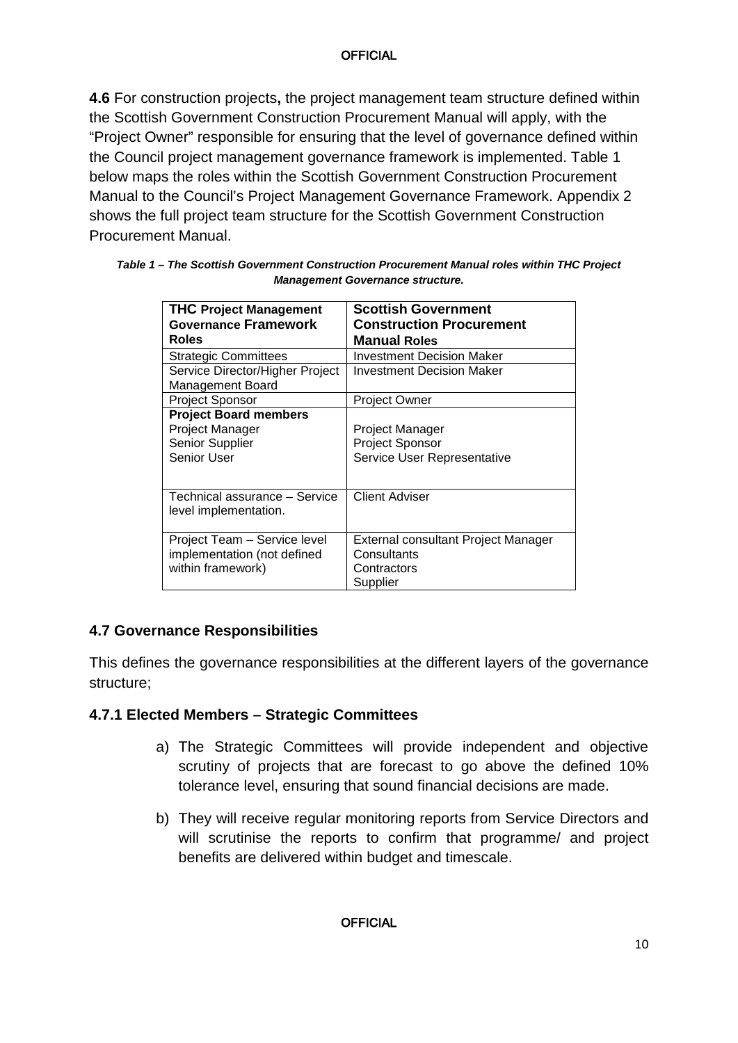**4.6** For construction projects**,** the project management team structure defined within the Scottish Government Construction Procurement Manual will apply, with the "Project Owner" responsible for ensuring that the level of governance defined within the Council project management governance framework is implemented. Table 1 below maps the roles within the Scottish Government Construction Procurement Manual to the Council's Project Management Governance Framework. Appendix 2 shows the full project team structure for the Scottish Government Construction Procurement Manual.

***Table 1 – The Scottish Government Construction Procurement Manual roles within THC Project Management Governance structure.***

| **THC Project Management Governance Framework Roles** | **Scottish Government Construction Procurement Manual Roles** |
|---|---|
| Strategic Committees | Investment Decision Maker |
| Service Director/Higher Project Management Board | Investment Decision Maker |
| Project Sponsor | Project Owner |
| **Project Board members**<br>Project Manager<br>Senior Supplier<br>Senior User | <br>Project Manager<br>Project Sponsor<br>Service User Representative |
| Technical assurance – Service level implementation. | Client Adviser |
| Project Team – Service level implementation (not defined within framework) | External consultant Project Manager<br>Consultants<br>Contractors<br>Supplier |

### 4.7 Governance Responsibilities

This defines the governance responsibilities at the different layers of the governance structure;

#### 4.7.1 Elected Members – Strategic Committees

a) The Strategic Committees will provide independent and objective scrutiny of projects that are forecast to go above the defined 10% tolerance level, ensuring that sound financial decisions are made.

b) They will receive regular monitoring reports from Service Directors and will scrutinise the reports to confirm that programme/ and project benefits are delivered within budget and timescale.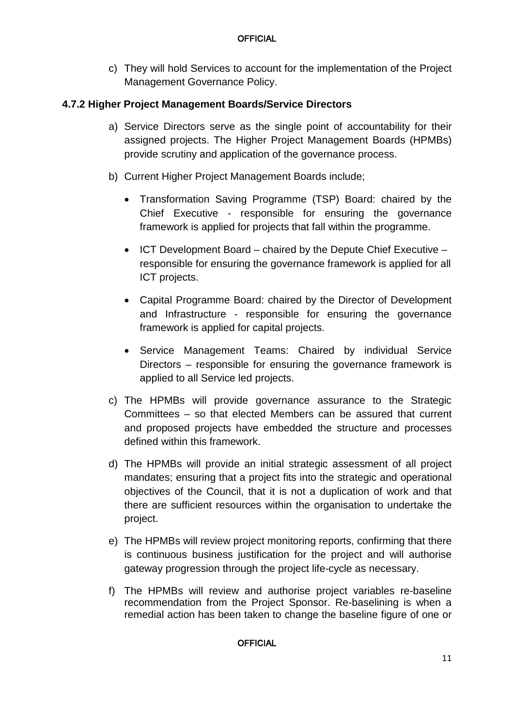c) They will hold Services to account for the implementation of the Project Management Governance Policy.

#### 4.7.2 Higher Project Management Boards/Service Directors

a) Service Directors serve as the single point of accountability for their assigned projects. The Higher Project Management Boards (HPMBs) provide scrutiny and application of the governance process.

b) Current Higher Project Management Boards include;

- Transformation Saving Programme (TSP) Board: chaired by the Chief Executive - responsible for ensuring the governance framework is applied for projects that fall within the programme.
- ICT Development Board – chaired by the Depute Chief Executive – responsible for ensuring the governance framework is applied for all ICT projects.
- Capital Programme Board: chaired by the Director of Development and Infrastructure - responsible for ensuring the governance framework is applied for capital projects.
- Service Management Teams: Chaired by individual Service Directors – responsible for ensuring the governance framework is applied to all Service led projects.

c) The HPMBs will provide governance assurance to the Strategic Committees – so that elected Members can be assured that current and proposed projects have embedded the structure and processes defined within this framework.

d) The HPMBs will provide an initial strategic assessment of all project mandates; ensuring that a project fits into the strategic and operational objectives of the Council, that it is not a duplication of work and that there are sufficient resources within the organisation to undertake the project.

e) The HPMBs will review project monitoring reports, confirming that there is continuous business justification for the project and will authorise gateway progression through the project life-cycle as necessary.

f) The HPMBs will review and authorise project variables re-baseline recommendation from the Project Sponsor. Re-baselining is when a remedial action has been taken to change the baseline figure of one or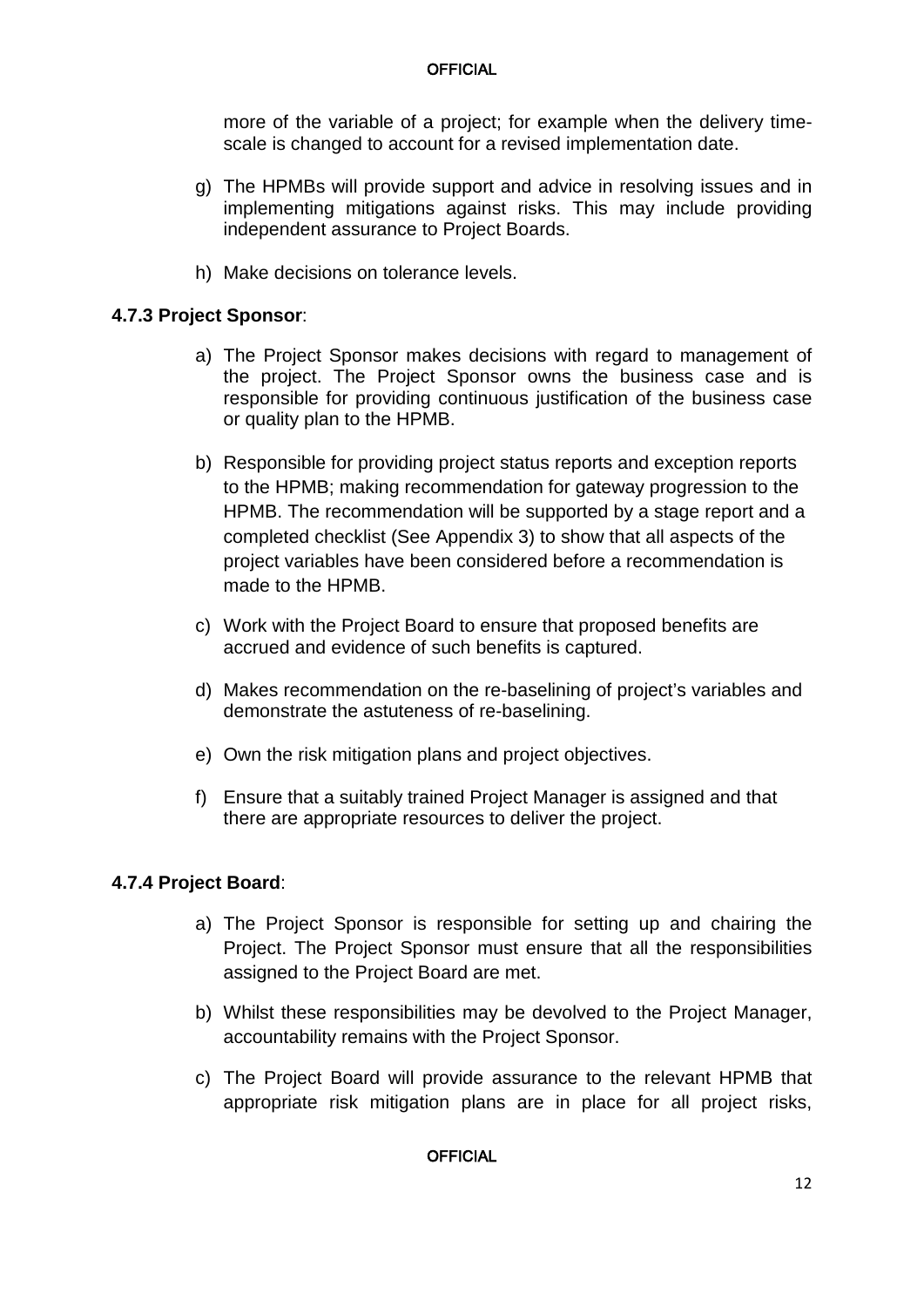more of the variable of a project; for example when the delivery time-scale is changed to account for a revised implementation date.

g) The HPMBs will provide support and advice in resolving issues and in implementing mitigations against risks. This may include providing independent assurance to Project Boards.

h) Make decisions on tolerance levels.

#### 4.7.3 Project Sponsor:

a) The Project Sponsor makes decisions with regard to management of the project. The Project Sponsor owns the business case and is responsible for providing continuous justification of the business case or quality plan to the HPMB.

b) Responsible for providing project status reports and exception reports to the HPMB; making recommendation for gateway progression to the HPMB. The recommendation will be supported by a stage report and a completed checklist (See Appendix 3) to show that all aspects of the project variables have been considered before a recommendation is made to the HPMB.

c) Work with the Project Board to ensure that proposed benefits are accrued and evidence of such benefits is captured.

d) Makes recommendation on the re-baselining of project's variables and demonstrate the astuteness of re-baselining.

e) Own the risk mitigation plans and project objectives.

f) Ensure that a suitably trained Project Manager is assigned and that there are appropriate resources to deliver the project.

#### 4.7.4 Project Board:

a) The Project Sponsor is responsible for setting up and chairing the Project. The Project Sponsor must ensure that all the responsibilities assigned to the Project Board are met.

b) Whilst these responsibilities may be devolved to the Project Manager, accountability remains with the Project Sponsor.

c) The Project Board will provide assurance to the relevant HPMB that appropriate risk mitigation plans are in place for all project risks,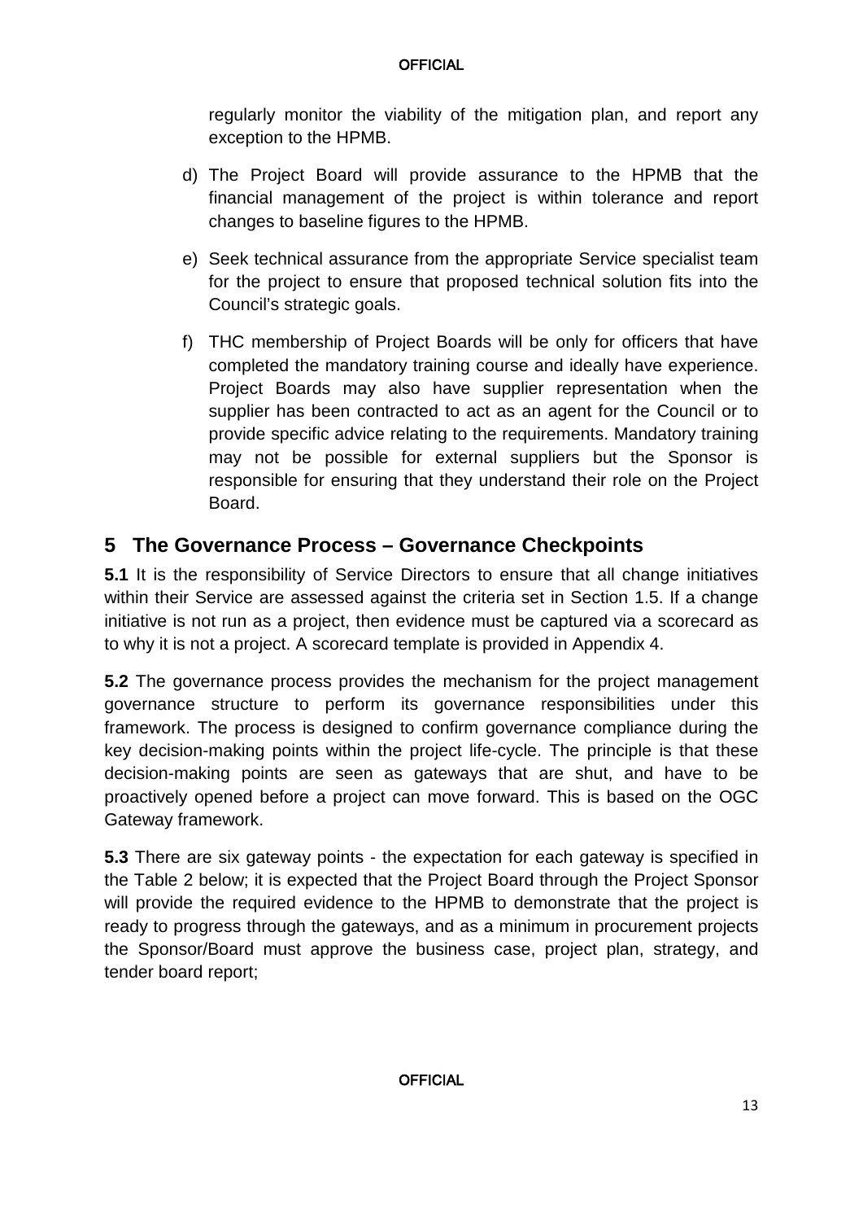regularly monitor the viability of the mitigation plan, and report any exception to the HPMB.

d) The Project Board will provide assurance to the HPMB that the financial management of the project is within tolerance and report changes to baseline figures to the HPMB.

e) Seek technical assurance from the appropriate Service specialist team for the project to ensure that proposed technical solution fits into the Council's strategic goals.

f) THC membership of Project Boards will be only for officers that have completed the mandatory training course and ideally have experience. Project Boards may also have supplier representation when the supplier has been contracted to act as an agent for the Council or to provide specific advice relating to the requirements. Mandatory training may not be possible for external suppliers but the Sponsor is responsible for ensuring that they understand their role on the Project Board.

## 5 The Governance Process – Governance Checkpoints

**5.1** It is the responsibility of Service Directors to ensure that all change initiatives within their Service are assessed against the criteria set in Section 1.5. If a change initiative is not run as a project, then evidence must be captured via a scorecard as to why it is not a project. A scorecard template is provided in Appendix 4.

**5.2** The governance process provides the mechanism for the project management governance structure to perform its governance responsibilities under this framework. The process is designed to confirm governance compliance during the key decision-making points within the project life-cycle. The principle is that these decision-making points are seen as gateways that are shut, and have to be proactively opened before a project can move forward. This is based on the OGC Gateway framework.

**5.3** There are six gateway points - the expectation for each gateway is specified in the Table 2 below; it is expected that the Project Board through the Project Sponsor will provide the required evidence to the HPMB to demonstrate that the project is ready to progress through the gateways, and as a minimum in procurement projects the Sponsor/Board must approve the business case, project plan, strategy, and tender board report;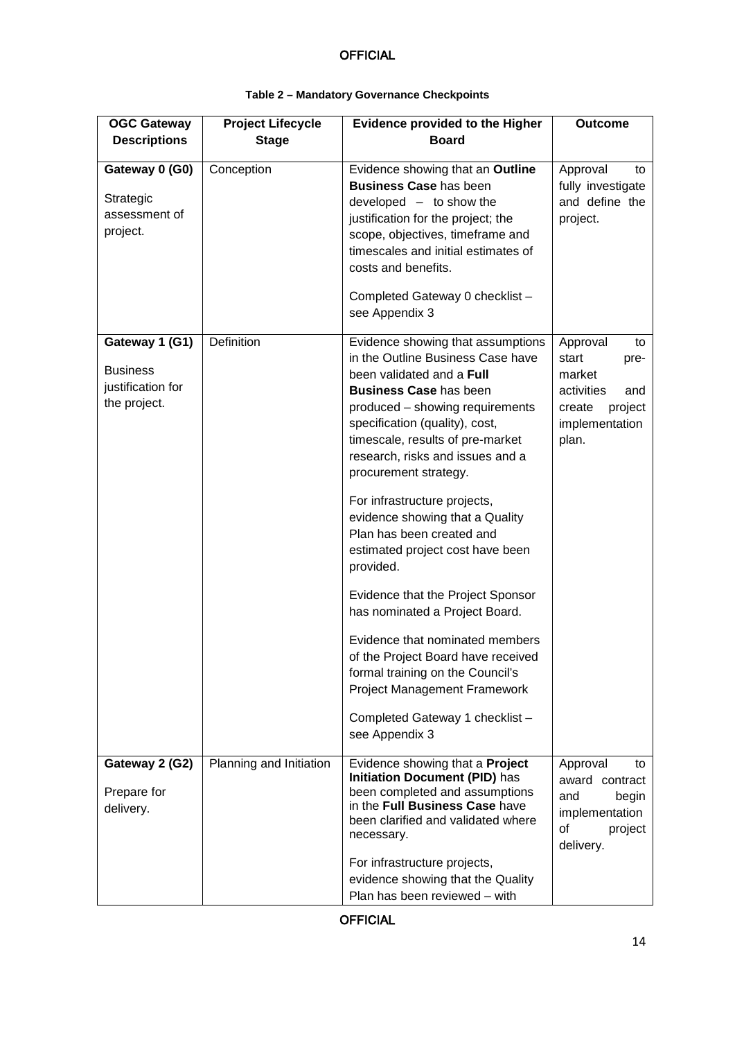**Table 2 – Mandatory Governance Checkpoints**

| OGC Gateway Descriptions | Project Lifecycle Stage | Evidence provided to the Higher Board | Outcome |
|---|---|---|---|
| **Gateway 0 (G0)**<br><br>Strategic assessment of project. | Conception | Evidence showing that an **Outline Business Case** has been developed – to show the justification for the project; the scope, objectives, timeframe and timescales and initial estimates of costs and benefits.<br><br>Completed Gateway 0 checklist – see Appendix 3 | Approval to fully investigate and define the project. |
| **Gateway 1 (G1)**<br><br>Business justification for the project. | Definition | Evidence showing that assumptions in the Outline Business Case have been validated and a **Full Business Case** has been produced – showing requirements specification (quality), cost, timescale, results of pre-market research, risks and issues and a procurement strategy.<br><br>For infrastructure projects, evidence showing that a Quality Plan has been created and estimated project cost have been provided.<br><br>Evidence that the Project Sponsor has nominated a Project Board.<br><br>Evidence that nominated members of the Project Board have received formal training on the Council's Project Management Framework<br><br>Completed Gateway 1 checklist – see Appendix 3 | Approval to start pre-market activities and create project implementation plan. |
| **Gateway 2 (G2)**<br><br>Prepare for delivery. | Planning and Initiation | Evidence showing that a **Project Initiation Document (PID)** has been completed and assumptions in the **Full Business Case** have been clarified and validated where necessary.<br><br>For infrastructure projects, evidence showing that the Quality Plan has been reviewed – with | Approval to award contract and begin implementation of project delivery. |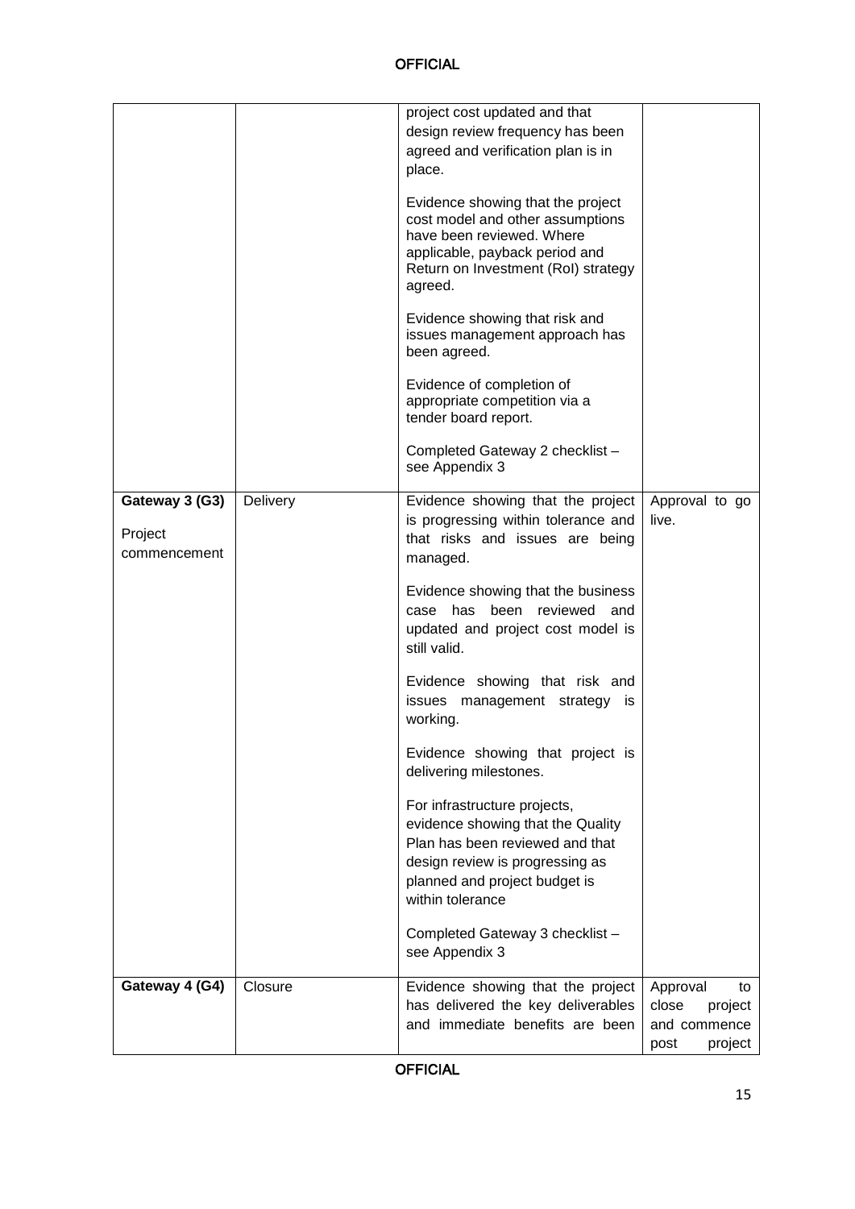| | | | |
|---|---|---|---|
| | | project cost updated and that design review frequency has been agreed and verification plan is in place.<br><br>Evidence showing that the project cost model and other assumptions have been reviewed. Where applicable, payback period and Return on Investment (RoI) strategy agreed.<br><br>Evidence showing that risk and issues management approach has been agreed.<br><br>Evidence of completion of appropriate competition via a tender board report.<br><br>Completed Gateway 2 checklist – see Appendix 3 | |
| **Gateway 3 (G3)**<br><br>Project commencement | Delivery | Evidence showing that the project is progressing within tolerance and that risks and issues are being managed.<br><br>Evidence showing that the business case has been reviewed and updated and project cost model is still valid.<br><br>Evidence showing that risk and issues management strategy is working.<br><br>Evidence showing that project is delivering milestones.<br><br>For infrastructure projects, evidence showing that the Quality Plan has been reviewed and that design review is progressing as planned and project budget is within tolerance<br><br>Completed Gateway 3 checklist – see Appendix 3 | Approval to go live. |
| **Gateway 4 (G4)** | Closure | Evidence showing that the project has delivered the key deliverables and immediate benefits are been | Approval to close project and commence post project |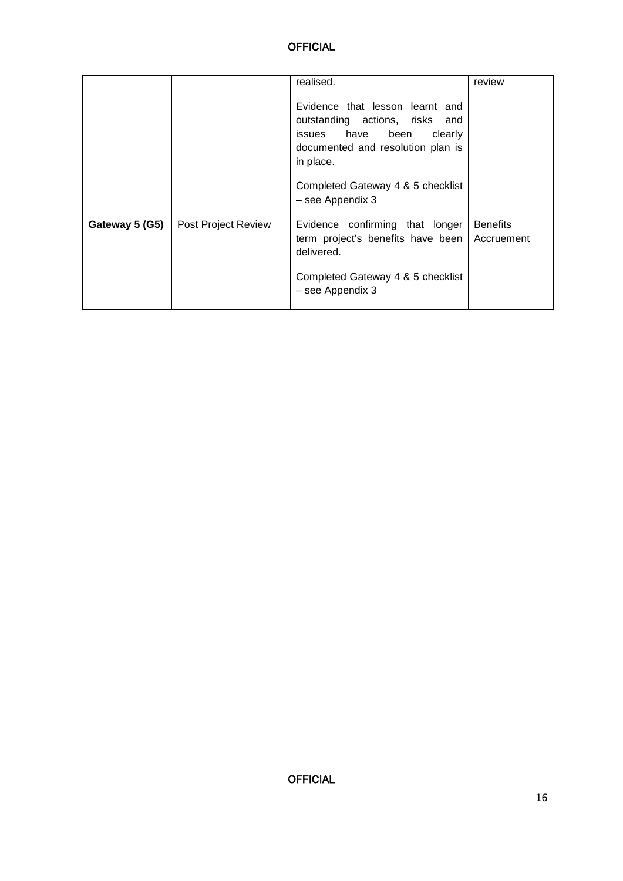| | | | |
|---|---|---|---|
| | | realised.<br><br>Evidence that lesson learnt and outstanding actions, risks and issues have been clearly documented and resolution plan is in place.<br><br>Completed Gateway 4 & 5 checklist – see Appendix 3 | review |
| **Gateway 5 (G5)** | Post Project Review | Evidence confirming that longer term project's benefits have been delivered.<br><br>Completed Gateway 4 & 5 checklist – see Appendix 3 | Benefits Accruement |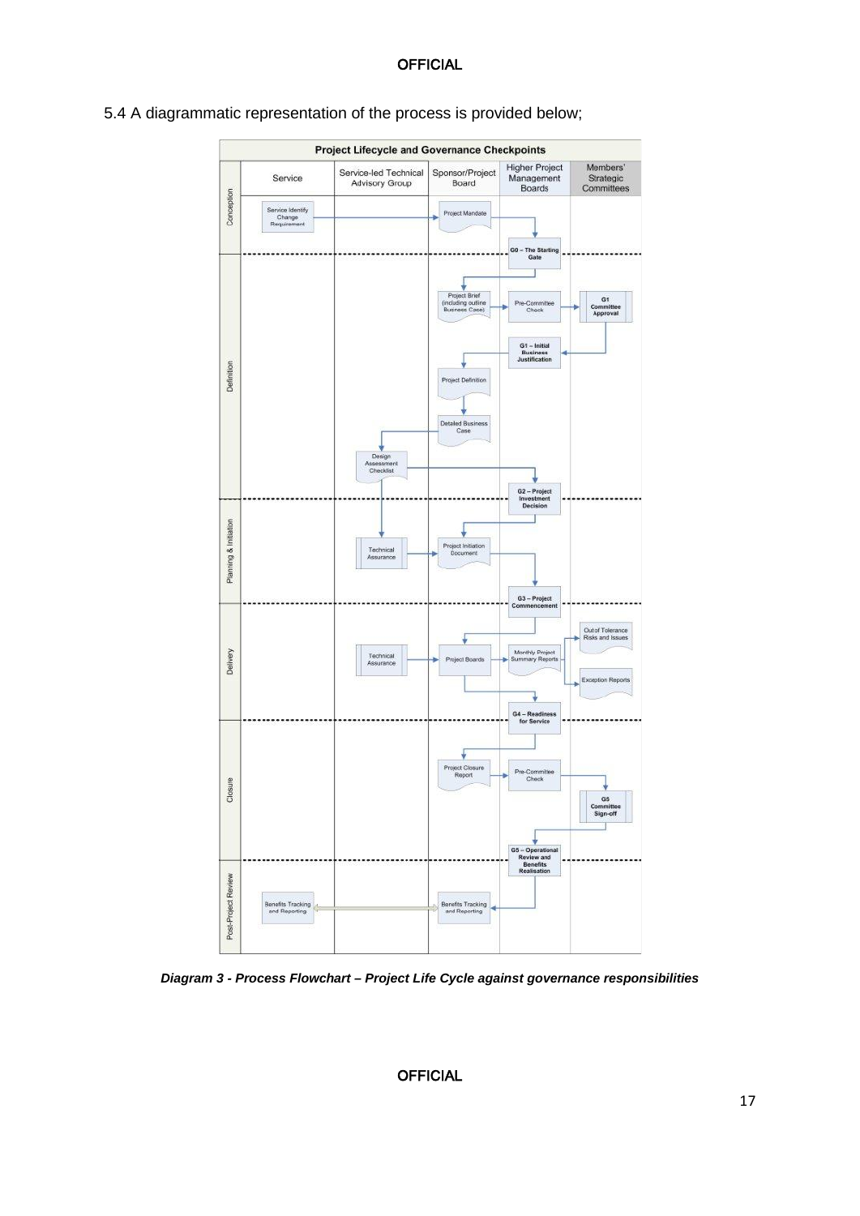5.4 A diagrammatic representation of the process is provided below;

**Project Lifecycle and Governance Checkpoints**

| | Service | Service-led Technical Advisory Group | Sponsor/Project Board | Higher Project Management Boards | Members' Strategic Committees |
|---|---|---|---|---|---|
| Conception | Service Identify Change Requirement | | Project Mandate | G0 – The Starting Gate | |
| Definition | | Design Assessment Checklist | Project Brief (including outline Business Case); Project Definition; Detailed Business Case | Pre-Committee Check; G1 – Initial Business Justification; G2 – Project Investment Decision | G1 Committee Approval |
| Planning & Initiation | | Technical Assurance | Project Initiation Document | G3 – Project Commencement | |
| Delivery | | Technical Assurance | Project Boards | Monthly Project Summary Reports; G4 – Readiness for Service | Out of Tolerance Risks and Issues; Exception Reports |
| Closure | | | Project Closure Report | Pre-Committee Check; G5 – Operational Review and Benefits Realisation | G5 Committee Sign-off |
| Post-Project Review | Benefits Tracking and Reporting | | Benefits Tracking and Reporting | | |

***Diagram 3 - Process Flowchart – Project Life Cycle against governance responsibilities***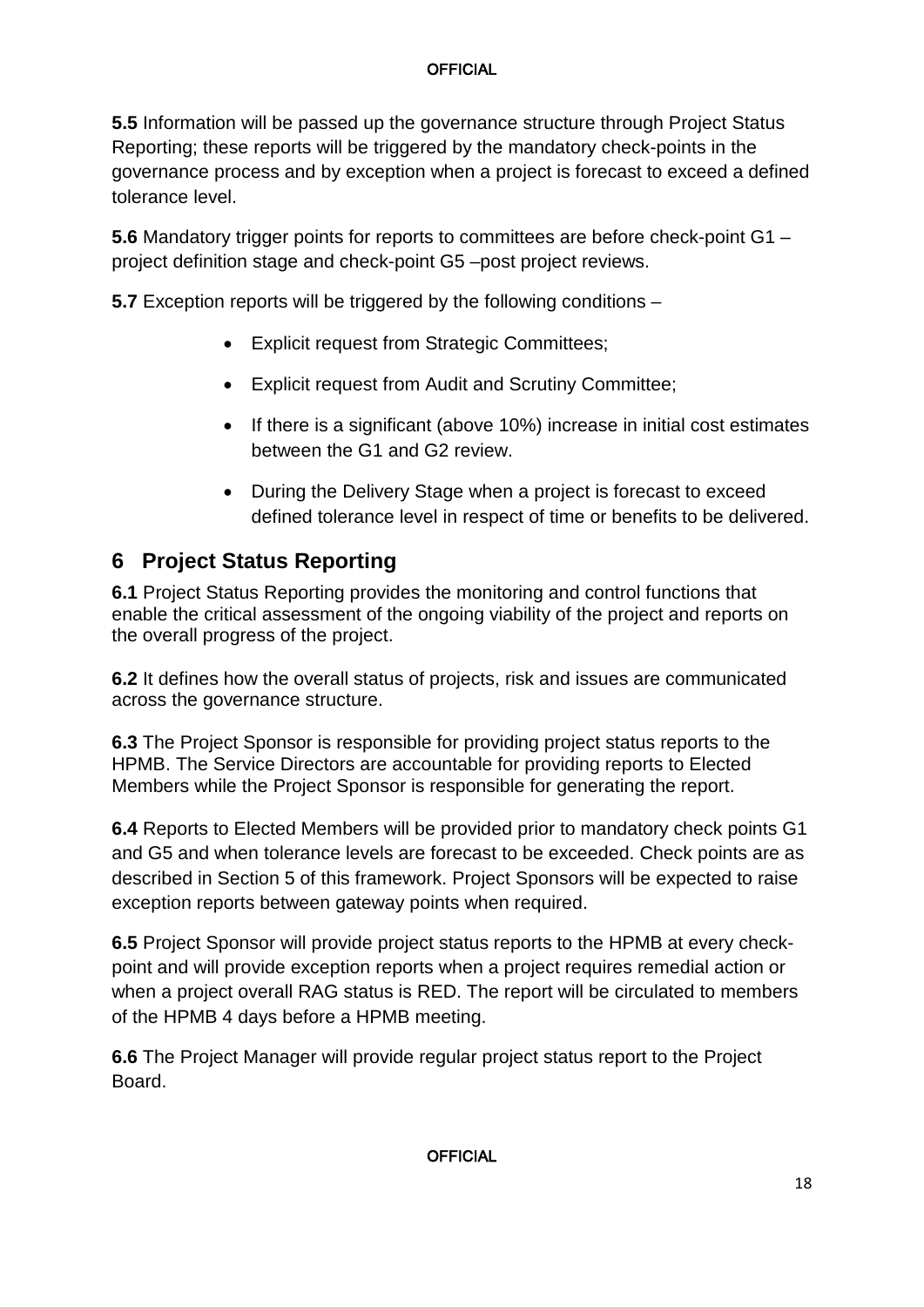**5.5** Information will be passed up the governance structure through Project Status Reporting; these reports will be triggered by the mandatory check-points in the governance process and by exception when a project is forecast to exceed a defined tolerance level.

**5.6** Mandatory trigger points for reports to committees are before check-point G1 – project definition stage and check-point G5 –post project reviews.

**5.7** Exception reports will be triggered by the following conditions –

- Explicit request from Strategic Committees;
- Explicit request from Audit and Scrutiny Committee;
- If there is a significant (above 10%) increase in initial cost estimates between the G1 and G2 review.
- During the Delivery Stage when a project is forecast to exceed defined tolerance level in respect of time or benefits to be delivered.

## 6 Project Status Reporting

**6.1** Project Status Reporting provides the monitoring and control functions that enable the critical assessment of the ongoing viability of the project and reports on the overall progress of the project.

**6.2** It defines how the overall status of projects, risk and issues are communicated across the governance structure.

**6.3** The Project Sponsor is responsible for providing project status reports to the HPMB. The Service Directors are accountable for providing reports to Elected Members while the Project Sponsor is responsible for generating the report.

**6.4** Reports to Elected Members will be provided prior to mandatory check points G1 and G5 and when tolerance levels are forecast to be exceeded. Check points are as described in Section 5 of this framework. Project Sponsors will be expected to raise exception reports between gateway points when required.

**6.5** Project Sponsor will provide project status reports to the HPMB at every check-point and will provide exception reports when a project requires remedial action or when a project overall RAG status is RED. The report will be circulated to members of the HPMB 4 days before a HPMB meeting.

**6.6** The Project Manager will provide regular project status report to the Project Board.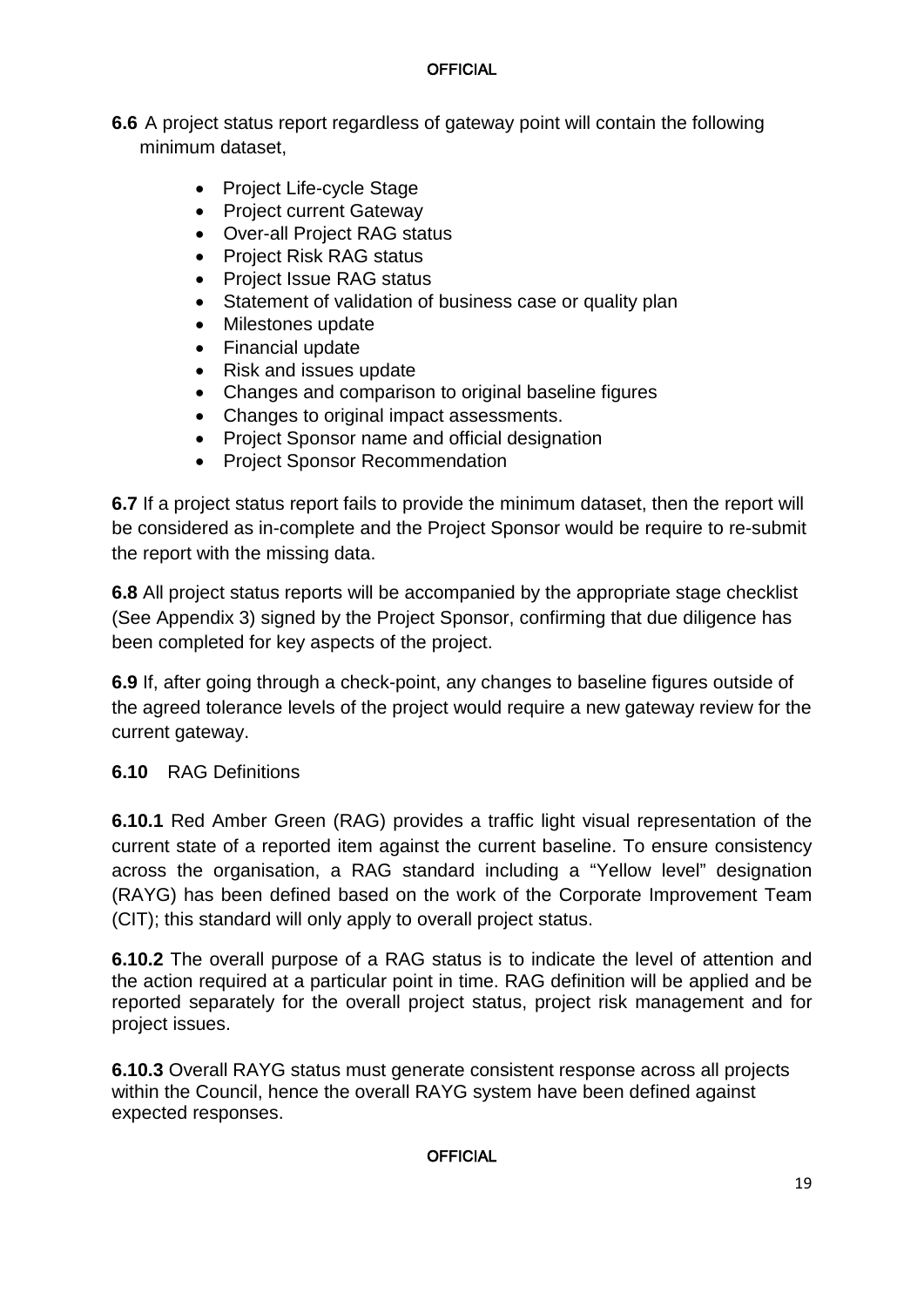**6.6** A project status report regardless of gateway point will contain the following minimum dataset,

- Project Life-cycle Stage
- Project current Gateway
- Over-all Project RAG status
- Project Risk RAG status
- Project Issue RAG status
- Statement of validation of business case or quality plan
- Milestones update
- Financial update
- Risk and issues update
- Changes and comparison to original baseline figures
- Changes to original impact assessments.
- Project Sponsor name and official designation
- Project Sponsor Recommendation

**6.7** If a project status report fails to provide the minimum dataset, then the report will be considered as in-complete and the Project Sponsor would be require to re-submit the report with the missing data.

**6.8** All project status reports will be accompanied by the appropriate stage checklist (See Appendix 3) signed by the Project Sponsor, confirming that due diligence has been completed for key aspects of the project.

**6.9** If, after going through a check-point, any changes to baseline figures outside of the agreed tolerance levels of the project would require a new gateway review for the current gateway.

**6.10** RAG Definitions

**6.10.1** Red Amber Green (RAG) provides a traffic light visual representation of the current state of a reported item against the current baseline. To ensure consistency across the organisation, a RAG standard including a "Yellow level" designation (RAYG) has been defined based on the work of the Corporate Improvement Team (CIT); this standard will only apply to overall project status.

**6.10.2** The overall purpose of a RAG status is to indicate the level of attention and the action required at a particular point in time. RAG definition will be applied and be reported separately for the overall project status, project risk management and for project issues.

**6.10.3** Overall RAYG status must generate consistent response across all projects within the Council, hence the overall RAYG system have been defined against expected responses.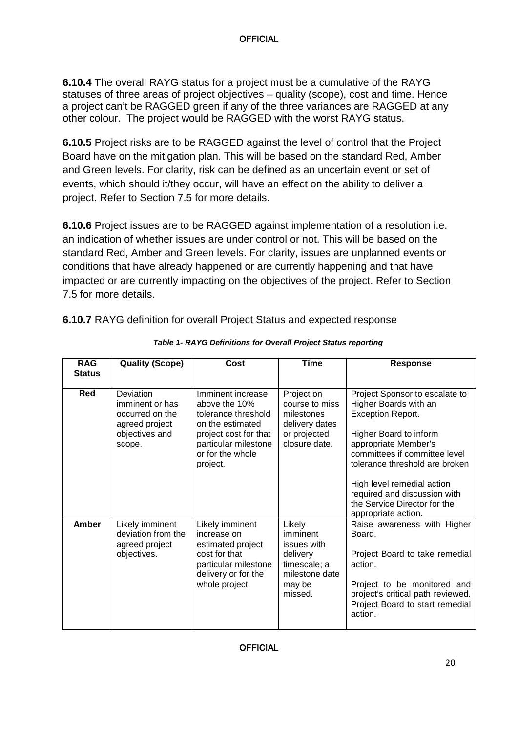**6.10.4** The overall RAYG status for a project must be a cumulative of the RAYG statuses of three areas of project objectives – quality (scope), cost and time. Hence a project can't be RAGGED green if any of the three variances are RAGGED at any other colour. The project would be RAGGED with the worst RAYG status.

**6.10.5** Project risks are to be RAGGED against the level of control that the Project Board have on the mitigation plan. This will be based on the standard Red, Amber and Green levels. For clarity, risk can be defined as an uncertain event or set of events, which should it/they occur, will have an effect on the ability to deliver a project. Refer to Section 7.5 for more details.

**6.10.6** Project issues are to be RAGGED against implementation of a resolution i.e. an indication of whether issues are under control or not. This will be based on the standard Red, Amber and Green levels. For clarity, issues are unplanned events or conditions that have already happened or are currently happening and that have impacted or are currently impacting on the objectives of the project. Refer to Section 7.5 for more details.

**6.10.7** RAYG definition for overall Project Status and expected response

***Table 1- RAYG Definitions for Overall Project Status reporting***

| RAG Status | Quality (Scope) | Cost | Time | Response |
|---|---|---|---|---|
| **Red** | Deviation imminent or has occurred on the agreed project objectives and scope. | Imminent increase above the 10% tolerance threshold on the estimated project cost for that particular milestone or for the whole project. | Project on course to miss milestones delivery dates or projected closure date. | Project Sponsor to escalate to Higher Boards with an Exception Report.<br><br>Higher Board to inform appropriate Member's committees if committee level tolerance threshold are broken<br><br>High level remedial action required and discussion with the Service Director for the appropriate action. |
| **Amber** | Likely imminent deviation from the agreed project objectives. | Likely imminent increase on estimated project cost for that particular milestone delivery or for the whole project. | Likely imminent issues with delivery timescale; a milestone date may be missed. | Raise awareness with Higher Board.<br><br>Project Board to take remedial action.<br><br>Project to be monitored and project's critical path reviewed. Project Board to start remedial action. |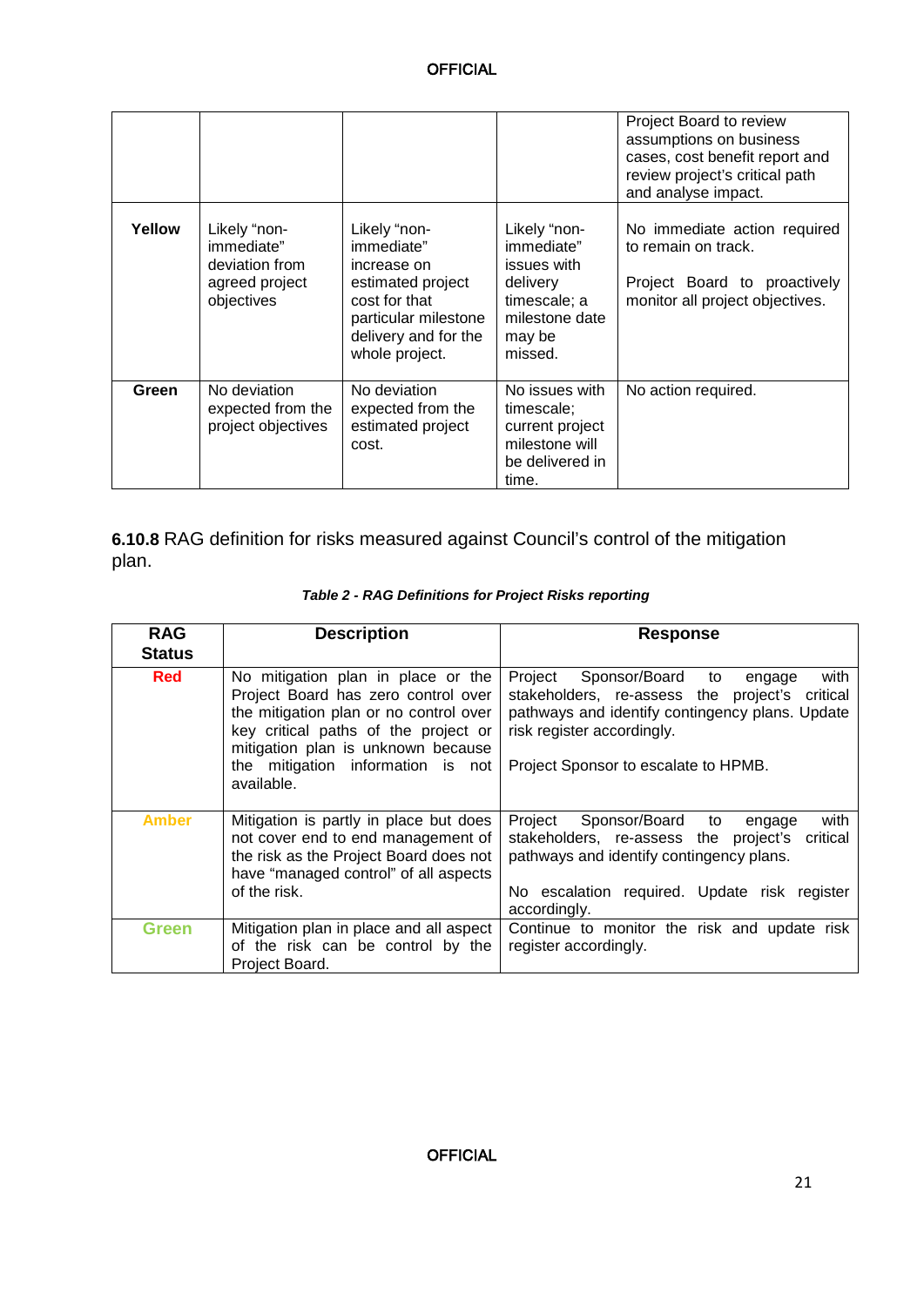|  |  |  |  | Project Board to review assumptions on business cases, cost benefit report and review project's critical path and analyse impact. |
|---|---|---|---|---|
| **Yellow** | Likely "non-immediate" deviation from agreed project objectives | Likely "non-immediate" increase on estimated project cost for that particular milestone delivery and for the whole project. | Likely "non-immediate" issues with delivery timescale; a milestone date may be missed. | No immediate action required to remain on track.<br><br>Project Board to proactively monitor all project objectives. |
| **Green** | No deviation expected from the project objectives | No deviation expected from the estimated project cost. | No issues with timescale; current project milestone will be delivered in time. | No action required. |

**6.10.8** RAG definition for risks measured against Council's control of the mitigation plan.

***Table 2 - RAG Definitions for Project Risks reporting***

| RAG Status | Description | Response |
|---|---|---|
| **Red** | No mitigation plan in place or the Project Board has zero control over the mitigation plan or no control over key critical paths of the project or mitigation plan is unknown because the mitigation information is not available. | Project Sponsor/Board to engage with stakeholders, re-assess the project's critical pathways and identify contingency plans. Update risk register accordingly.<br><br>Project Sponsor to escalate to HPMB. |
| **Amber** | Mitigation is partly in place but does not cover end to end management of the risk as the Project Board does not have "managed control" of all aspects of the risk. | Project Sponsor/Board to engage with stakeholders, re-assess the project's critical pathways and identify contingency plans.<br><br>No escalation required. Update risk register accordingly. |
| **Green** | Mitigation plan in place and all aspect of the risk can be control by the Project Board. | Continue to monitor the risk and update risk register accordingly. |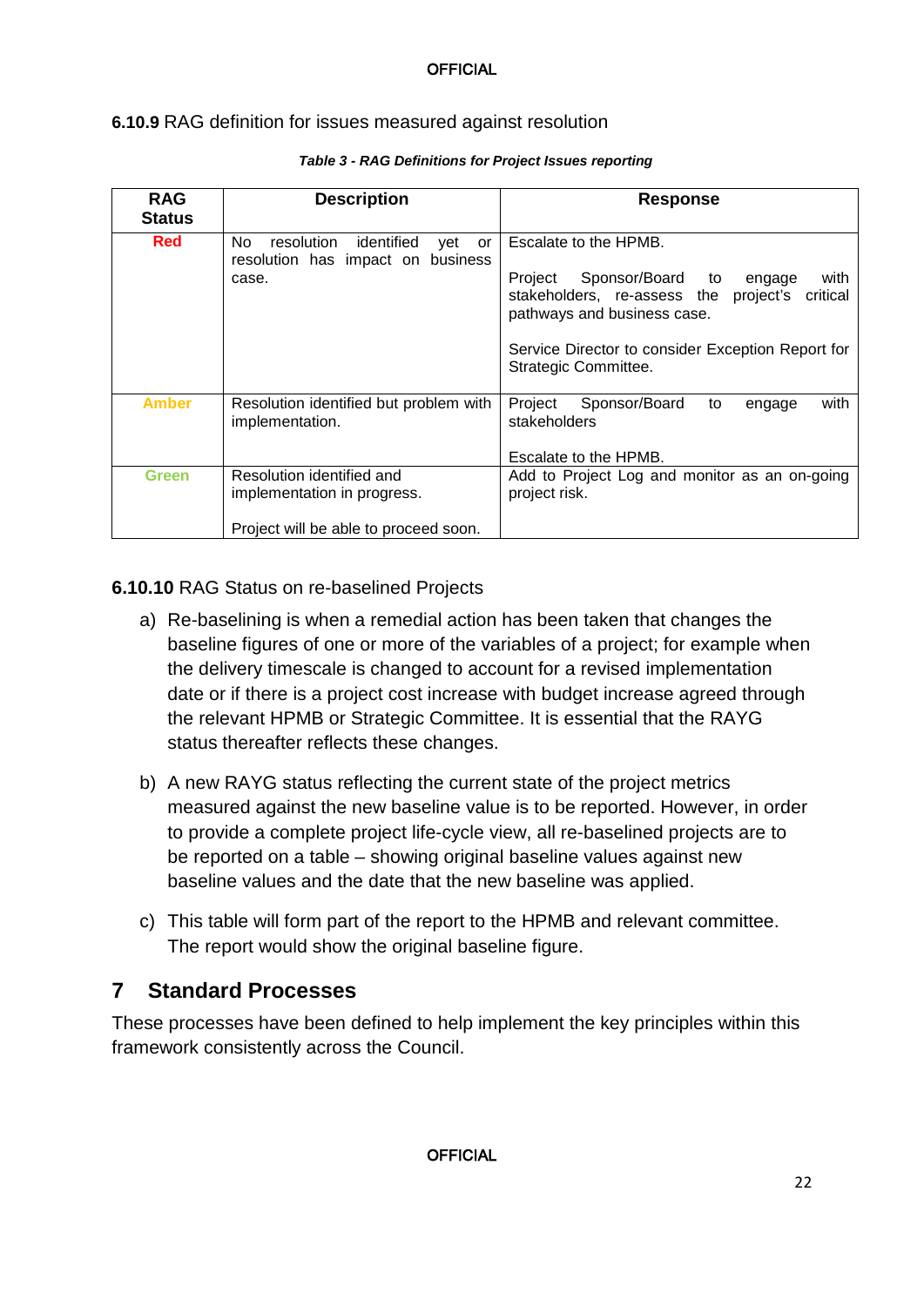**6.10.9** RAG definition for issues measured against resolution

***Table 3 - RAG Definitions for Project Issues reporting***

| RAG Status | Description | Response |
|---|---|---|
| **Red** | No resolution identified yet or resolution has impact on business case. | Escalate to the HPMB.<br><br>Project Sponsor/Board to engage with stakeholders, re-assess the project's critical pathways and business case.<br><br>Service Director to consider Exception Report for Strategic Committee. |
| **Amber** | Resolution identified but problem with implementation. | Project Sponsor/Board to engage with stakeholders<br><br>Escalate to the HPMB. |
| **Green** | Resolution identified and implementation in progress.<br><br>Project will be able to proceed soon. | Add to Project Log and monitor as an on-going project risk. |

**6.10.10** RAG Status on re-baselined Projects

a) Re-baselining is when a remedial action has been taken that changes the baseline figures of one or more of the variables of a project; for example when the delivery timescale is changed to account for a revised implementation date or if there is a project cost increase with budget increase agreed through the relevant HPMB or Strategic Committee. It is essential that the RAYG status thereafter reflects these changes.

b) A new RAYG status reflecting the current state of the project metrics measured against the new baseline value is to be reported. However, in order to provide a complete project life-cycle view, all re-baselined projects are to be reported on a table – showing original baseline values against new baseline values and the date that the new baseline was applied.

c) This table will form part of the report to the HPMB and relevant committee. The report would show the original baseline figure.

# 7 Standard Processes

These processes have been defined to help implement the key principles within this framework consistently across the Council.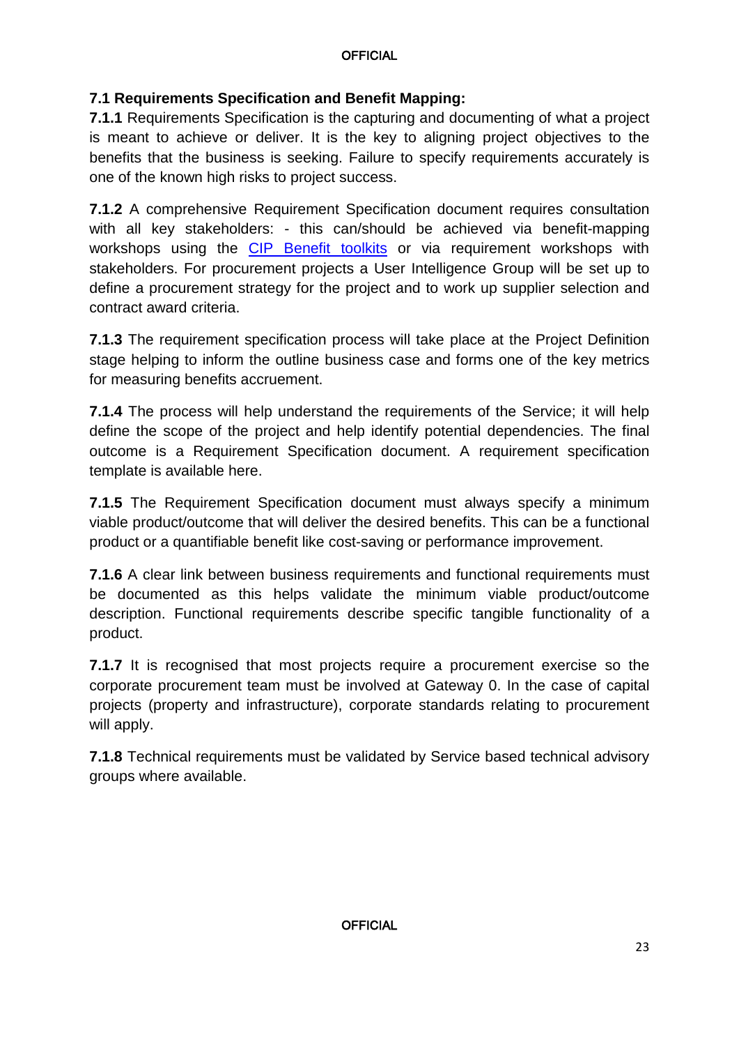### 7.1 Requirements Specification and Benefit Mapping:

**7.1.1** Requirements Specification is the capturing and documenting of what a project is meant to achieve or deliver. It is the key to aligning project objectives to the benefits that the business is seeking. Failure to specify requirements accurately is one of the known high risks to project success.

**7.1.2** A comprehensive Requirement Specification document requires consultation with all key stakeholders: - this can/should be achieved via benefit-mapping workshops using the CIP Benefit toolkits or via requirement workshops with stakeholders. For procurement projects a User Intelligence Group will be set up to define a procurement strategy for the project and to work up supplier selection and contract award criteria.

**7.1.3** The requirement specification process will take place at the Project Definition stage helping to inform the outline business case and forms one of the key metrics for measuring benefits accruement.

**7.1.4** The process will help understand the requirements of the Service; it will help define the scope of the project and help identify potential dependencies. The final outcome is a Requirement Specification document. A requirement specification template is available here.

**7.1.5** The Requirement Specification document must always specify a minimum viable product/outcome that will deliver the desired benefits. This can be a functional product or a quantifiable benefit like cost-saving or performance improvement.

**7.1.6** A clear link between business requirements and functional requirements must be documented as this helps validate the minimum viable product/outcome description. Functional requirements describe specific tangible functionality of a product.

**7.1.7** It is recognised that most projects require a procurement exercise so the corporate procurement team must be involved at Gateway 0. In the case of capital projects (property and infrastructure), corporate standards relating to procurement will apply.

**7.1.8** Technical requirements must be validated by Service based technical advisory groups where available.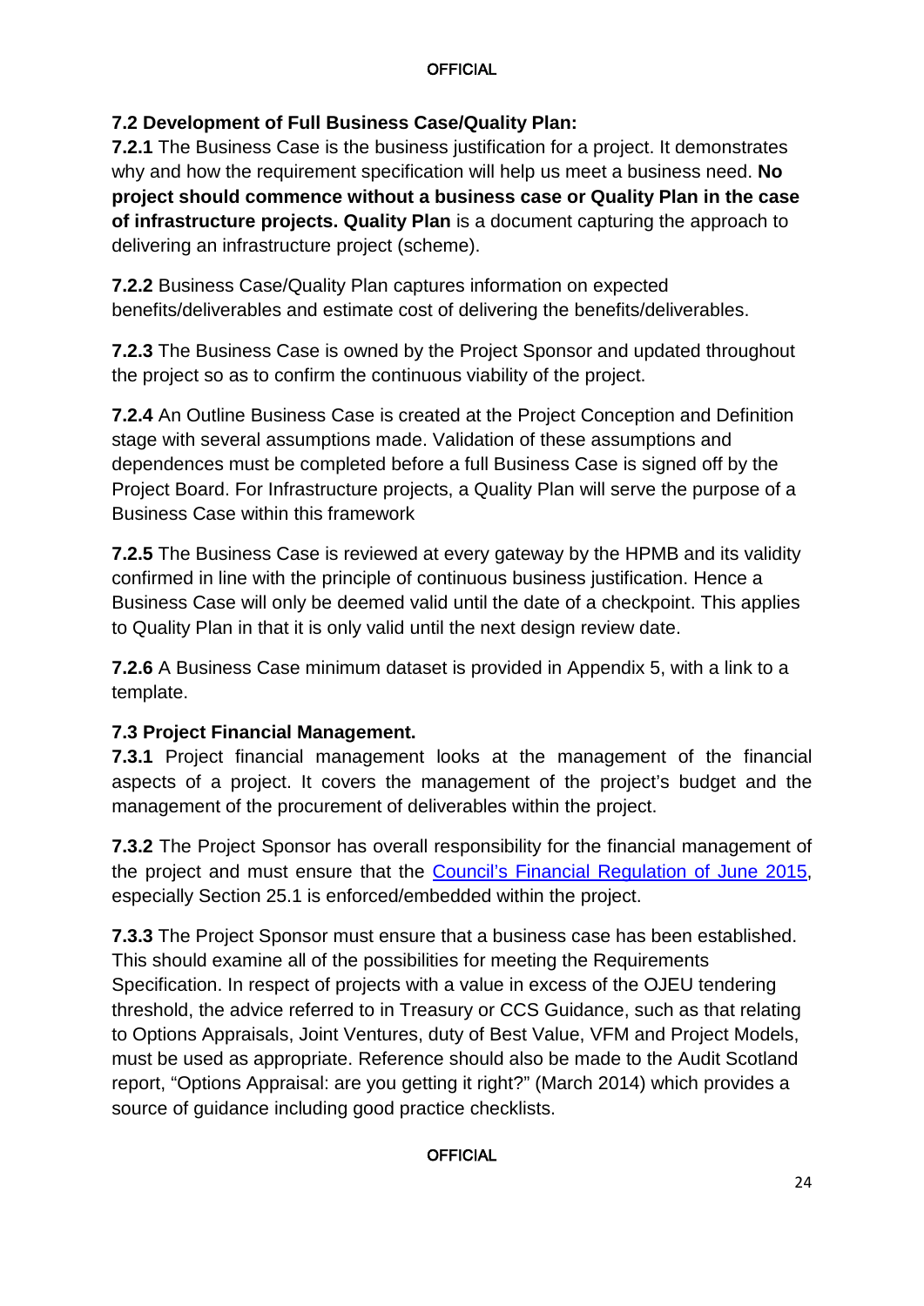### 7.2 Development of Full Business Case/Quality Plan:

**7.2.1** The Business Case is the business justification for a project. It demonstrates why and how the requirement specification will help us meet a business need. **No project should commence without a business case or Quality Plan in the case of infrastructure projects. Quality Plan** is a document capturing the approach to delivering an infrastructure project (scheme).

**7.2.2** Business Case/Quality Plan captures information on expected benefits/deliverables and estimate cost of delivering the benefits/deliverables.

**7.2.3** The Business Case is owned by the Project Sponsor and updated throughout the project so as to confirm the continuous viability of the project.

**7.2.4** An Outline Business Case is created at the Project Conception and Definition stage with several assumptions made. Validation of these assumptions and dependences must be completed before a full Business Case is signed off by the Project Board. For Infrastructure projects, a Quality Plan will serve the purpose of a Business Case within this framework

**7.2.5** The Business Case is reviewed at every gateway by the HPMB and its validity confirmed in line with the principle of continuous business justification. Hence a Business Case will only be deemed valid until the date of a checkpoint. This applies to Quality Plan in that it is only valid until the next design review date.

**7.2.6** A Business Case minimum dataset is provided in Appendix 5, with a link to a template.

### 7.3 Project Financial Management.

**7.3.1** Project financial management looks at the management of the financial aspects of a project. It covers the management of the project's budget and the management of the procurement of deliverables within the project.

**7.3.2** The Project Sponsor has overall responsibility for the financial management of the project and must ensure that the Council's Financial Regulation of June 2015, especially Section 25.1 is enforced/embedded within the project.

**7.3.3** The Project Sponsor must ensure that a business case has been established. This should examine all of the possibilities for meeting the Requirements Specification. In respect of projects with a value in excess of the OJEU tendering threshold, the advice referred to in Treasury or CCS Guidance, such as that relating to Options Appraisals, Joint Ventures, duty of Best Value, VFM and Project Models, must be used as appropriate. Reference should also be made to the Audit Scotland report, "Options Appraisal: are you getting it right?" (March 2014) which provides a source of guidance including good practice checklists.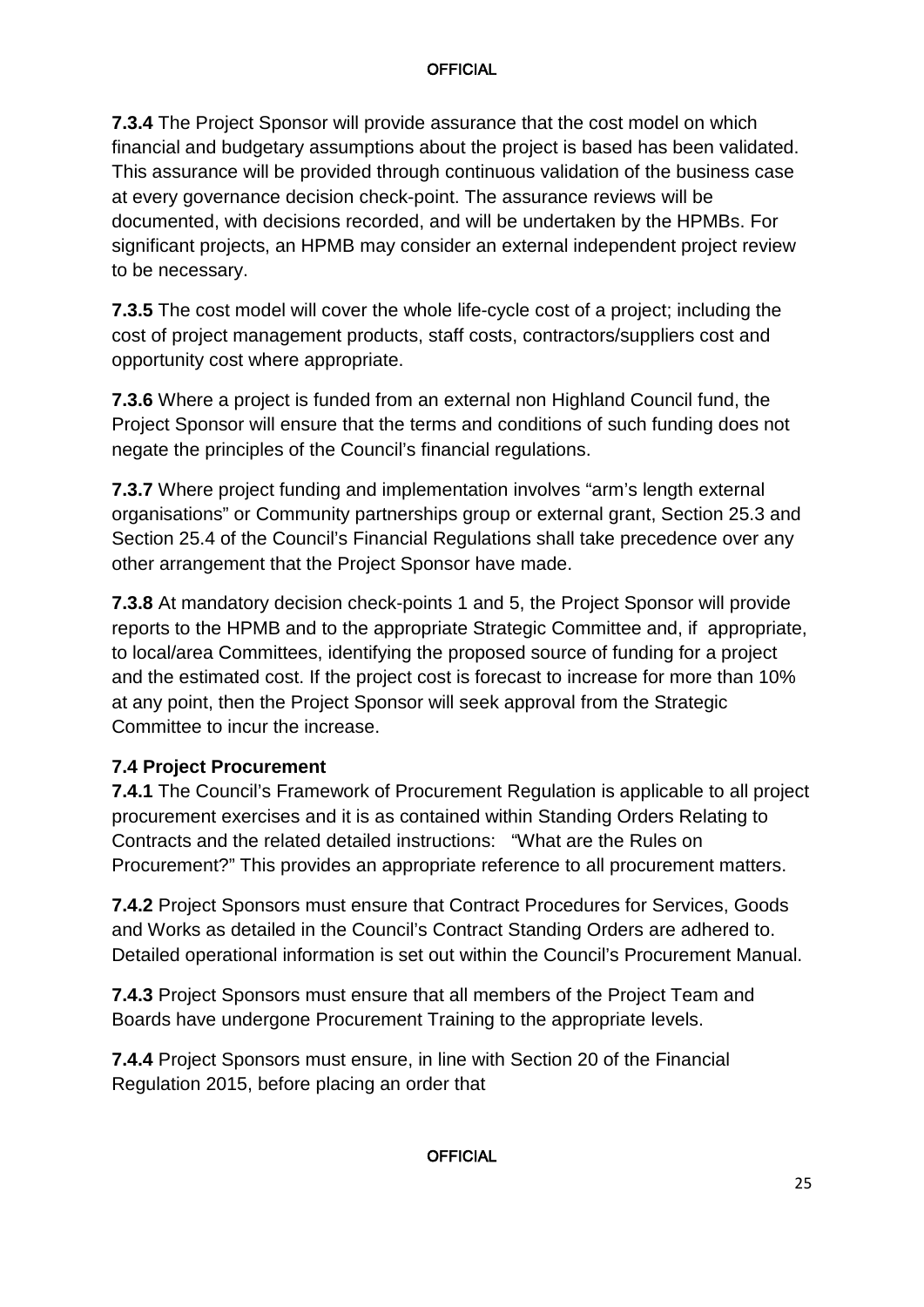**7.3.4** The Project Sponsor will provide assurance that the cost model on which financial and budgetary assumptions about the project is based has been validated. This assurance will be provided through continuous validation of the business case at every governance decision check-point. The assurance reviews will be documented, with decisions recorded, and will be undertaken by the HPMBs. For significant projects, an HPMB may consider an external independent project review to be necessary.

**7.3.5** The cost model will cover the whole life-cycle cost of a project; including the cost of project management products, staff costs, contractors/suppliers cost and opportunity cost where appropriate.

**7.3.6** Where a project is funded from an external non Highland Council fund, the Project Sponsor will ensure that the terms and conditions of such funding does not negate the principles of the Council's financial regulations.

**7.3.7** Where project funding and implementation involves "arm's length external organisations" or Community partnerships group or external grant, Section 25.3 and Section 25.4 of the Council's Financial Regulations shall take precedence over any other arrangement that the Project Sponsor have made.

**7.3.8** At mandatory decision check-points 1 and 5, the Project Sponsor will provide reports to the HPMB and to the appropriate Strategic Committee and, if appropriate, to local/area Committees, identifying the proposed source of funding for a project and the estimated cost. If the project cost is forecast to increase for more than 10% at any point, then the Project Sponsor will seek approval from the Strategic Committee to incur the increase.

### 7.4 Project Procurement

**7.4.1** The Council's Framework of Procurement Regulation is applicable to all project procurement exercises and it is as contained within Standing Orders Relating to Contracts and the related detailed instructions: "What are the Rules on Procurement?" This provides an appropriate reference to all procurement matters.

**7.4.2** Project Sponsors must ensure that Contract Procedures for Services, Goods and Works as detailed in the Council's Contract Standing Orders are adhered to. Detailed operational information is set out within the Council's Procurement Manual.

**7.4.3** Project Sponsors must ensure that all members of the Project Team and Boards have undergone Procurement Training to the appropriate levels.

**7.4.4** Project Sponsors must ensure, in line with Section 20 of the Financial Regulation 2015, before placing an order that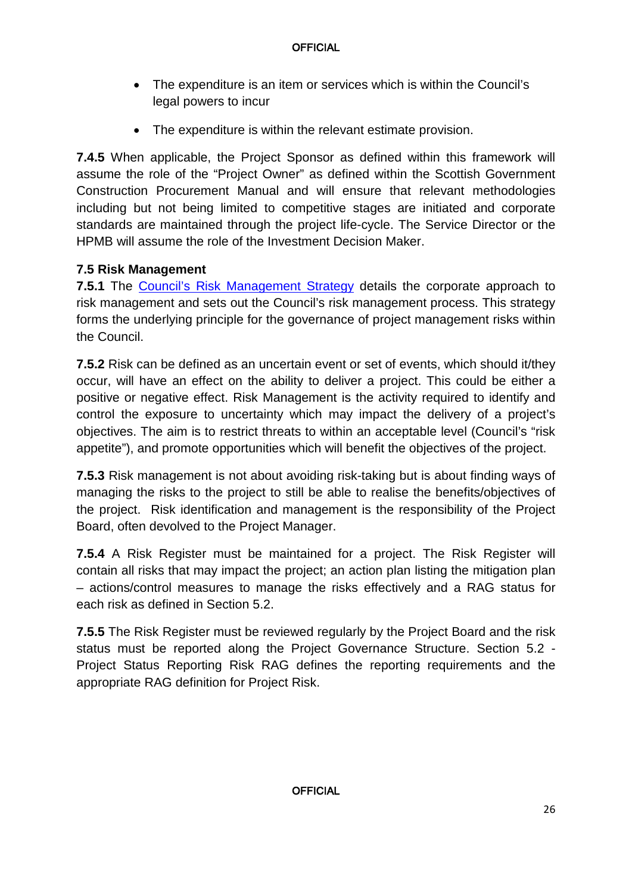- The expenditure is an item or services which is within the Council's legal powers to incur
- The expenditure is within the relevant estimate provision.

**7.4.5** When applicable, the Project Sponsor as defined within this framework will assume the role of the "Project Owner" as defined within the Scottish Government Construction Procurement Manual and will ensure that relevant methodologies including but not being limited to competitive stages are initiated and corporate standards are maintained through the project life-cycle. The Service Director or the HPMB will assume the role of the Investment Decision Maker.

### 7.5 Risk Management

**7.5.1** The [Council's Risk Management Strategy] details the corporate approach to risk management and sets out the Council's risk management process. This strategy forms the underlying principle for the governance of project management risks within the Council.

**7.5.2** Risk can be defined as an uncertain event or set of events, which should it/they occur, will have an effect on the ability to deliver a project. This could be either a positive or negative effect. Risk Management is the activity required to identify and control the exposure to uncertainty which may impact the delivery of a project's objectives. The aim is to restrict threats to within an acceptable level (Council's "risk appetite"), and promote opportunities which will benefit the objectives of the project.

**7.5.3** Risk management is not about avoiding risk-taking but is about finding ways of managing the risks to the project to still be able to realise the benefits/objectives of the project. Risk identification and management is the responsibility of the Project Board, often devolved to the Project Manager.

**7.5.4** A Risk Register must be maintained for a project. The Risk Register will contain all risks that may impact the project; an action plan listing the mitigation plan – actions/control measures to manage the risks effectively and a RAG status for each risk as defined in Section 5.2.

**7.5.5** The Risk Register must be reviewed regularly by the Project Board and the risk status must be reported along the Project Governance Structure. Section 5.2 - Project Status Reporting Risk RAG defines the reporting requirements and the appropriate RAG definition for Project Risk.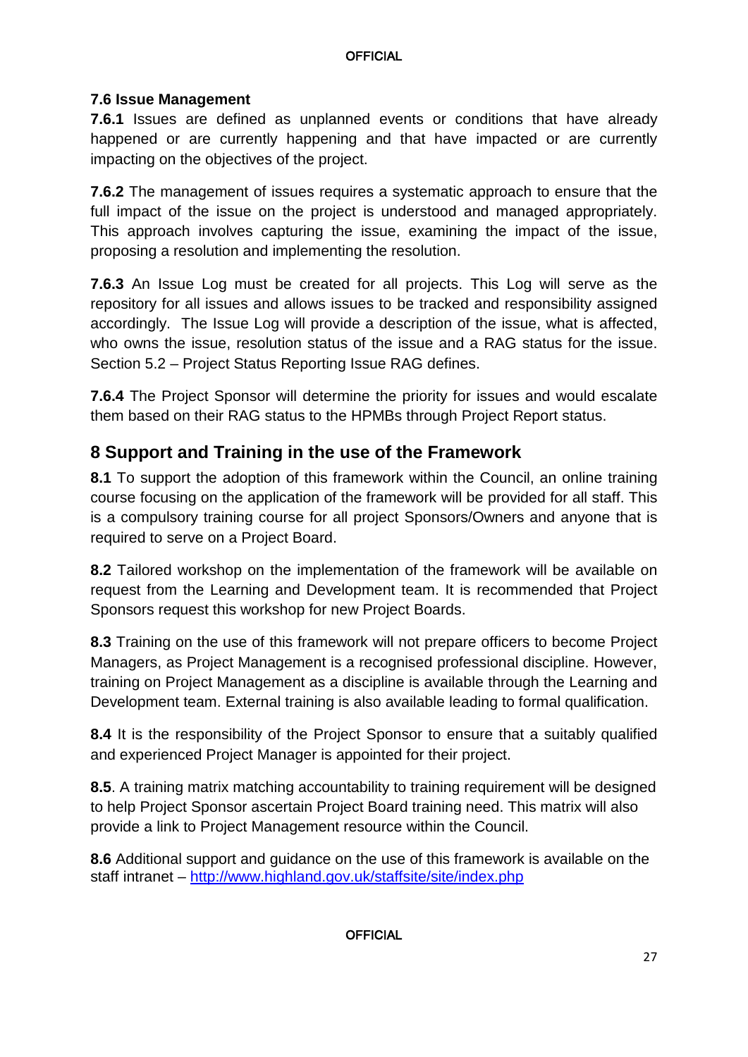### 7.6 Issue Management

**7.6.1** Issues are defined as unplanned events or conditions that have already happened or are currently happening and that have impacted or are currently impacting on the objectives of the project.

**7.6.2** The management of issues requires a systematic approach to ensure that the full impact of the issue on the project is understood and managed appropriately. This approach involves capturing the issue, examining the impact of the issue, proposing a resolution and implementing the resolution.

**7.6.3** An Issue Log must be created for all projects. This Log will serve as the repository for all issues and allows issues to be tracked and responsibility assigned accordingly. The Issue Log will provide a description of the issue, what is affected, who owns the issue, resolution status of the issue and a RAG status for the issue. Section 5.2 – Project Status Reporting Issue RAG defines.

**7.6.4** The Project Sponsor will determine the priority for issues and would escalate them based on their RAG status to the HPMBs through Project Report status.

## 8 Support and Training in the use of the Framework

**8.1** To support the adoption of this framework within the Council, an online training course focusing on the application of the framework will be provided for all staff. This is a compulsory training course for all project Sponsors/Owners and anyone that is required to serve on a Project Board.

**8.2** Tailored workshop on the implementation of the framework will be available on request from the Learning and Development team. It is recommended that Project Sponsors request this workshop for new Project Boards.

**8.3** Training on the use of this framework will not prepare officers to become Project Managers, as Project Management is a recognised professional discipline. However, training on Project Management as a discipline is available through the Learning and Development team. External training is also available leading to formal qualification.

**8.4** It is the responsibility of the Project Sponsor to ensure that a suitably qualified and experienced Project Manager is appointed for their project.

**8.5**. A training matrix matching accountability to training requirement will be designed to help Project Sponsor ascertain Project Board training need. This matrix will also provide a link to Project Management resource within the Council.

**8.6** Additional support and guidance on the use of this framework is available on the staff intranet – http://www.highland.gov.uk/staffsite/site/index.php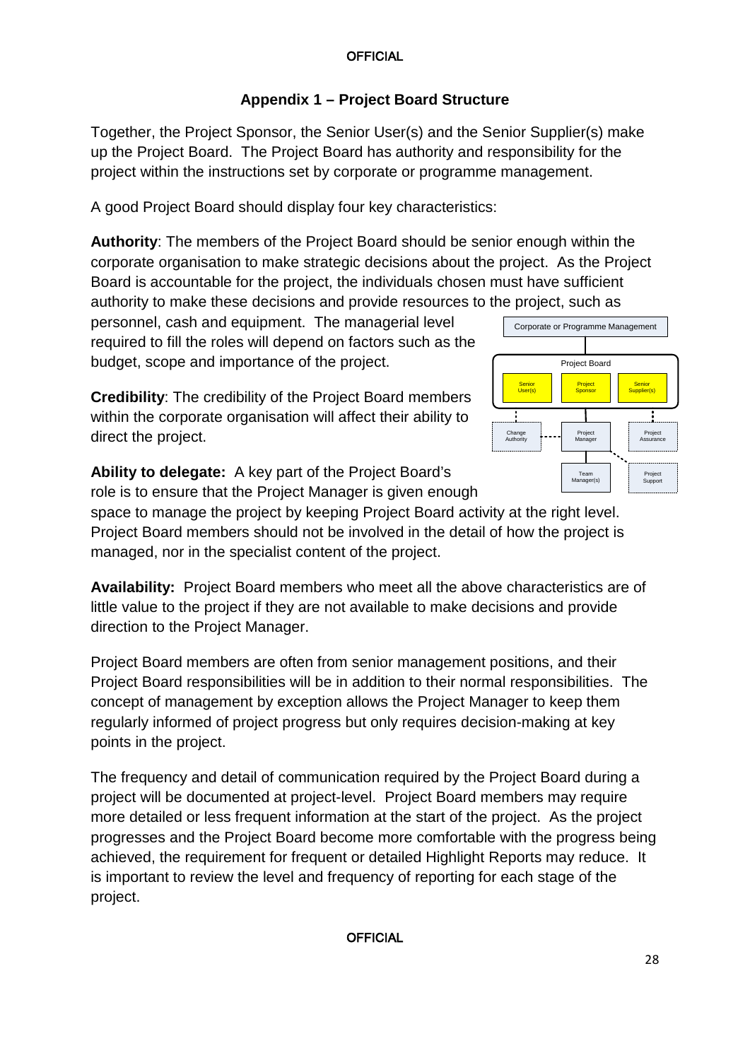## Appendix 1 – Project Board Structure

Together, the Project Sponsor, the Senior User(s) and the Senior Supplier(s) make up the Project Board. The Project Board has authority and responsibility for the project within the instructions set by corporate or programme management.

A good Project Board should display four key characteristics:

**Authority**: The members of the Project Board should be senior enough within the corporate organisation to make strategic decisions about the project. As the Project Board is accountable for the project, the individuals chosen must have sufficient authority to make these decisions and provide resources to the project, such as personnel, cash and equipment. The managerial level required to fill the roles will depend on factors such as the budget, scope and importance of the project.

**Credibility**: The credibility of the Project Board members within the corporate organisation will affect their ability to direct the project.

**Ability to delegate:** A key part of the Project Board's role is to ensure that the Project Manager is given enough space to manage the project by keeping Project Board activity at the right level. Project Board members should not be involved in the detail of how the project is managed, nor in the specialist content of the project.

Corporate or Programme Management

Project Board

Senior User(s)

Project Sponsor

Senior Supplier(s)

Change Authority

Project Manager

Project Assurance

Team Manager(s)

Project Support

**Availability:** Project Board members who meet all the above characteristics are of little value to the project if they are not available to make decisions and provide direction to the Project Manager.

Project Board members are often from senior management positions, and their Project Board responsibilities will be in addition to their normal responsibilities. The concept of management by exception allows the Project Manager to keep them regularly informed of project progress but only requires decision-making at key points in the project.

The frequency and detail of communication required by the Project Board during a project will be documented at project-level. Project Board members may require more detailed or less frequent information at the start of the project. As the project progresses and the Project Board become more comfortable with the progress being achieved, the requirement for frequent or detailed Highlight Reports may reduce. It is important to review the level and frequency of reporting for each stage of the project.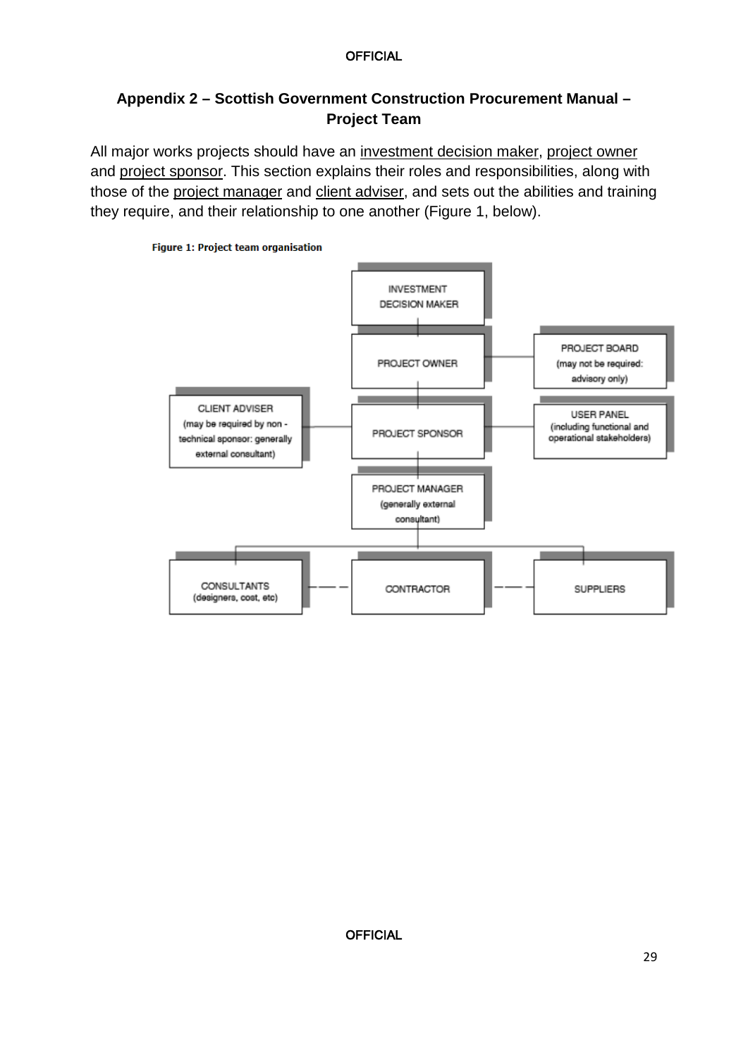## Appendix 2 – Scottish Government Construction Procurement Manual – Project Team

All major works projects should have an investment decision maker, project owner and project sponsor. This section explains their roles and responsibilities, along with those of the project manager and client adviser, and sets out the abilities and training they require, and their relationship to one another (Figure 1, below).

**Figure 1: Project team organisation**

INVESTMENT DECISION MAKER

PROJECT OWNER

PROJECT BOARD (may not be required: advisory only)

CLIENT ADVISER (may be required by non - technical sponsor: generally external consultant)

PROJECT SPONSOR

USER PANEL (including functional and operational stakeholders)

PROJECT MANAGER (generally external consultant)

CONSULTANTS (designers, cost, etc)

CONTRACTOR

SUPPLIERS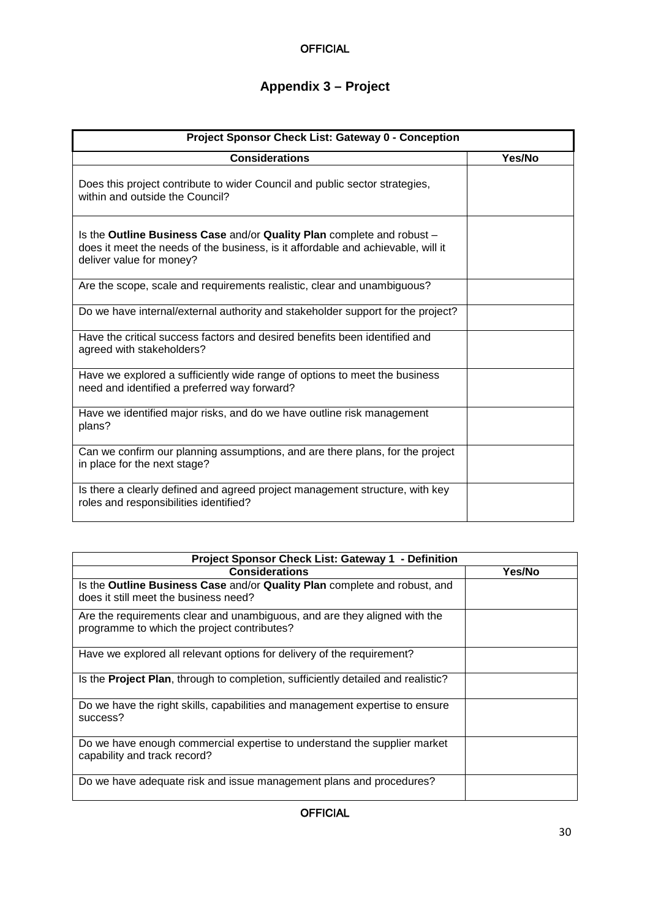# Appendix 3 – Project

| Project Sponsor Check List: Gateway 0 - Conception | |
|---|---|
| **Considerations** | **Yes/No** |
| Does this project contribute to wider Council and public sector strategies, within and outside the Council? | |
| Is the **Outline Business Case** and/or **Quality Plan** complete and robust – does it meet the needs of the business, is it affordable and achievable, will it deliver value for money? | |
| Are the scope, scale and requirements realistic, clear and unambiguous? | |
| Do we have internal/external authority and stakeholder support for the project? | |
| Have the critical success factors and desired benefits been identified and agreed with stakeholders? | |
| Have we explored a sufficiently wide range of options to meet the business need and identified a preferred way forward? | |
| Have we identified major risks, and do we have outline risk management plans? | |
| Can we confirm our planning assumptions, and are there plans, for the project in place for the next stage? | |
| Is there a clearly defined and agreed project management structure, with key roles and responsibilities identified? | |

| Project Sponsor Check List: Gateway 1 - Definition | |
|---|---|
| **Considerations** | **Yes/No** |
| Is the **Outline Business Case** and/or **Quality Plan** complete and robust, and does it still meet the business need? | |
| Are the requirements clear and unambiguous, and are they aligned with the programme to which the project contributes? | |
| Have we explored all relevant options for delivery of the requirement? | |
| Is the **Project Plan**, through to completion, sufficiently detailed and realistic? | |
| Do we have the right skills, capabilities and management expertise to ensure success? | |
| Do we have enough commercial expertise to understand the supplier market capability and track record? | |
| Do we have adequate risk and issue management plans and procedures? | |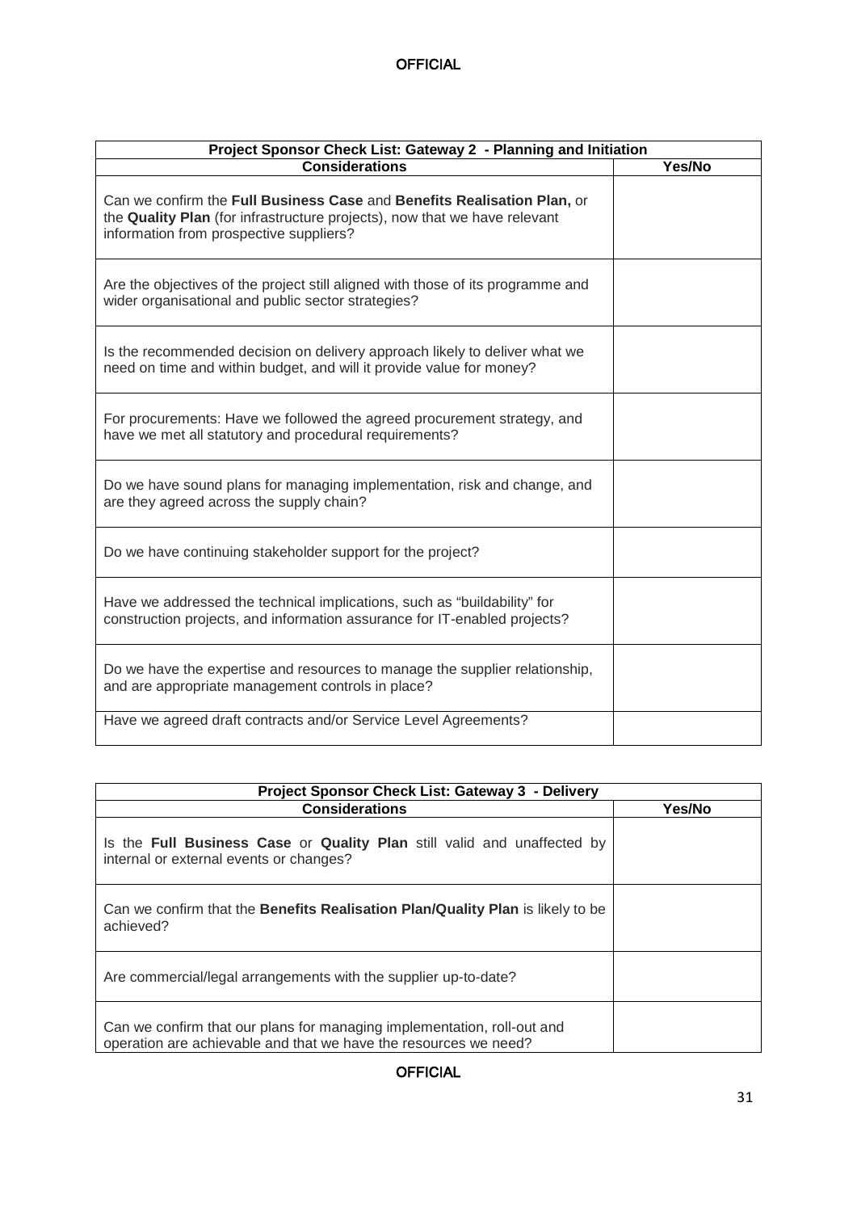| Project Sponsor Check List: Gateway 2 - Planning and Initiation | |
|---|---|
| **Considerations** | **Yes/No** |
| Can we confirm the **Full Business Case** and **Benefits Realisation Plan,** or the **Quality Plan** (for infrastructure projects), now that we have relevant information from prospective suppliers? | |
| Are the objectives of the project still aligned with those of its programme and wider organisational and public sector strategies? | |
| Is the recommended decision on delivery approach likely to deliver what we need on time and within budget, and will it provide value for money? | |
| For procurements: Have we followed the agreed procurement strategy, and have we met all statutory and procedural requirements? | |
| Do we have sound plans for managing implementation, risk and change, and are they agreed across the supply chain? | |
| Do we have continuing stakeholder support for the project? | |
| Have we addressed the technical implications, such as "buildability" for construction projects, and information assurance for IT-enabled projects? | |
| Do we have the expertise and resources to manage the supplier relationship, and are appropriate management controls in place? | |
| Have we agreed draft contracts and/or Service Level Agreements? | |

| Project Sponsor Check List: Gateway 3 - Delivery | |
|---|---|
| **Considerations** | **Yes/No** |
| Is the **Full Business Case** or **Quality Plan** still valid and unaffected by internal or external events or changes? | |
| Can we confirm that the **Benefits Realisation Plan/Quality Plan** is likely to be achieved? | |
| Are commercial/legal arrangements with the supplier up-to-date? | |
| Can we confirm that our plans for managing implementation, roll-out and operation are achievable and that we have the resources we need? | |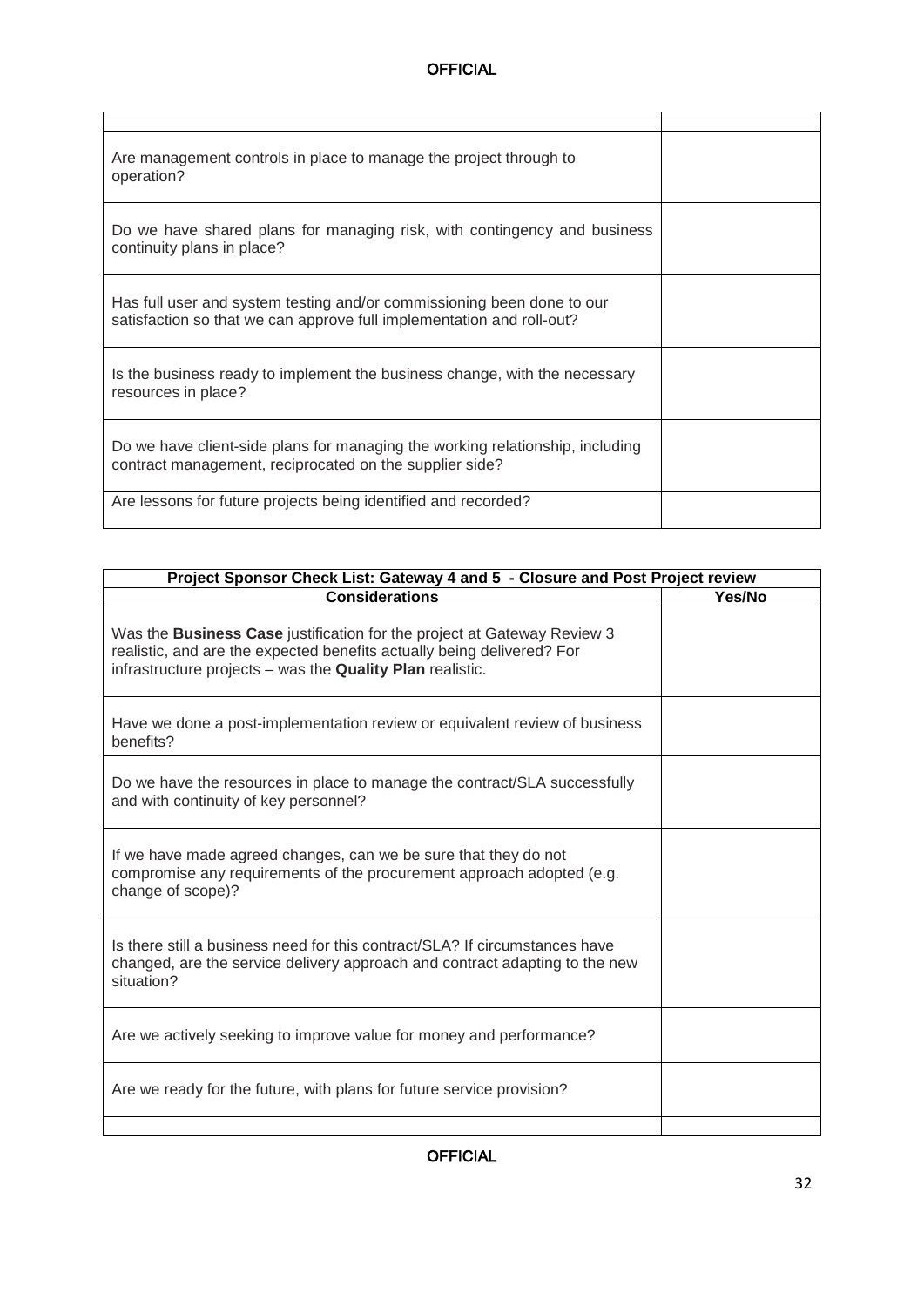| | |
|---|---|
| Are management controls in place to manage the project through to operation? | |
| Do we have shared plans for managing risk, with contingency and business continuity plans in place? | |
| Has full user and system testing and/or commissioning been done to our satisfaction so that we can approve full implementation and roll-out? | |
| Is the business ready to implement the business change, with the necessary resources in place? | |
| Do we have client-side plans for managing the working relationship, including contract management, reciprocated on the supplier side? | |
| Are lessons for future projects being identified and recorded? | |

| **Project Sponsor Check List: Gateway 4 and 5 - Closure and Post Project review** | |
|---|---|
| **Considerations** | **Yes/No** |
| Was the **Business Case** justification for the project at Gateway Review 3 realistic, and are the expected benefits actually being delivered? For infrastructure projects – was the **Quality Plan** realistic. | |
| Have we done a post-implementation review or equivalent review of business benefits? | |
| Do we have the resources in place to manage the contract/SLA successfully and with continuity of key personnel? | |
| If we have made agreed changes, can we be sure that they do not compromise any requirements of the procurement approach adopted (e.g. change of scope)? | |
| Is there still a business need for this contract/SLA? If circumstances have changed, are the service delivery approach and contract adapting to the new situation? | |
| Are we actively seeking to improve value for money and performance? | |
| Are we ready for the future, with plans for future service provision? | |
| | |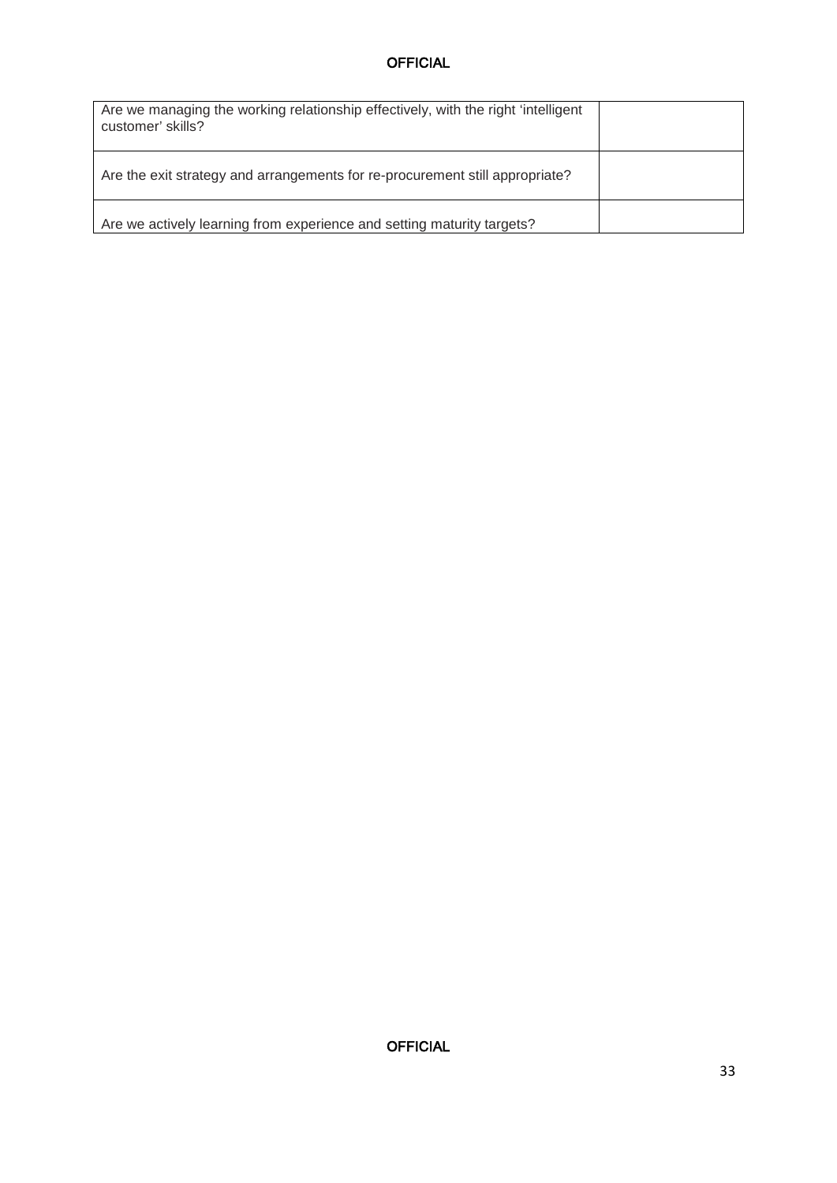| | |
|---|---|
| Are we managing the working relationship effectively, with the right 'intelligent customer' skills? | |
| Are the exit strategy and arrangements for re-procurement still appropriate? | |
| Are we actively learning from experience and setting maturity targets? | |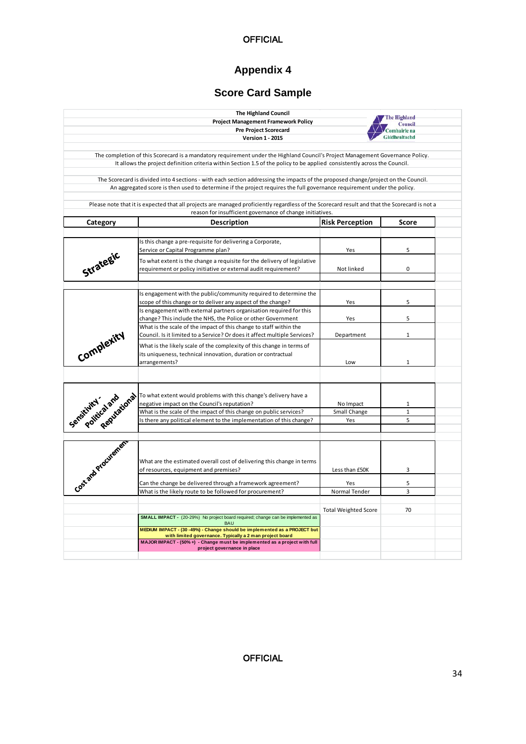# Appendix 4

## Score Card Sample

**The Highland Council**
**Project Management Framework Policy**
**Pre Project Scorecard**
**Version 1 - 2015**

The completion of this Scorecard is a mandatory requirement under the Highland Council's Project Management Governance Policy. It allows the project definition criteria within Section 1.5 of the policy to be applied consistently across the Council.

The Scorecard is divided into 4 sections - with each section addressing the impacts of the proposed change/project on the Council. An aggregated score is then used to determine if the project requires the full governance requirement under the policy.

Please note that it is expected that all projects are managed proficiently regardless of the Scorecard result and that the Scorecard is not a reason for insufficient governance of change initiatives.

| Category | Description | Risk Perception | Score |
|---|---|---|---|
| Strategic | Is this change a pre-requisite for delivering a Corporate, Service or Capital Programme plan? | Yes | 5 |
| | To what extent is the change a requisite for the delivery of legislative requirement or policy initiative or external audit requirement? | Not linked | 0 |
| Complexity | Is engagement with the public/community required to determine the scope of this change or to deliver any aspect of the change? | Yes | 5 |
| | Is engagement with external partners organisation required for this change? This include the NHS, the Police or other Government | Yes | 5 |
| | What is the scale of the impact of this change to staff within the Council. Is it limited to a Service? Or does it affect multiple Services? | Department | 1 |
| | What is the likely scale of the complexity of this change in terms of its uniqueness, technical innovation, duration or contractual arrangements? | Low | 1 |
| Sensitivity - Political and Reputational | To what extent would problems with this change's delivery have a negative impact on the Council's reputation? | No Impact | 1 |
| | What is the scale of the impact of this change on public services? | Small Change | 1 |
| | Is there any political element to the implementation of this change? | Yes | 5 |
| Cost and Procurement | What are the estimated overall cost of delivering this change in terms of resources, equipment and premises? | Less than £50K | 3 |
| | Can the change be delivered through a framework agreement? | Yes | 5 |
| | What is the likely route to be followed for procurement? | Normal Tender | 3 |
| | | Total Weighted Score | 70 |

**SMALL IMPACT -** (20-29%) No project board required; change can be implemented as BAU

**MEDIUM IMPACT - (30 -49%) - Change should be implemented as a PROJECT but with limited governance. Typically a 2 man project board**

**MAJOR IMPACT - (50% +) - Change must be implemented as a project with full project governance in place**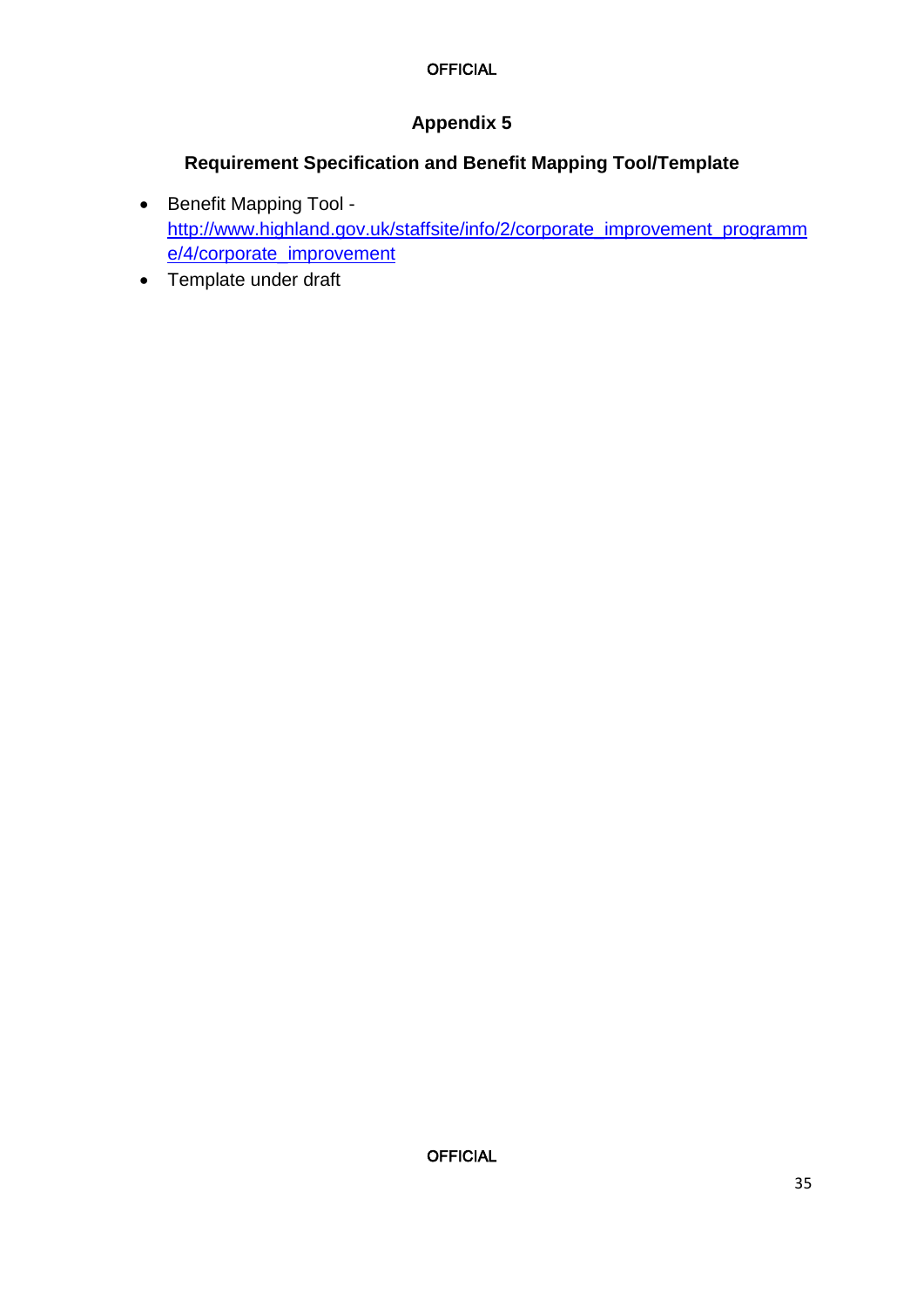# Appendix 5

## Requirement Specification and Benefit Mapping Tool/Template

- Benefit Mapping Tool - [http://www.highland.gov.uk/staffsite/info/2/corporate_improvement_programme/4/corporate_improvement](http://www.highland.gov.uk/staffsite/info/2/corporate_improvement_programme/4/corporate_improvement)
- Template under draft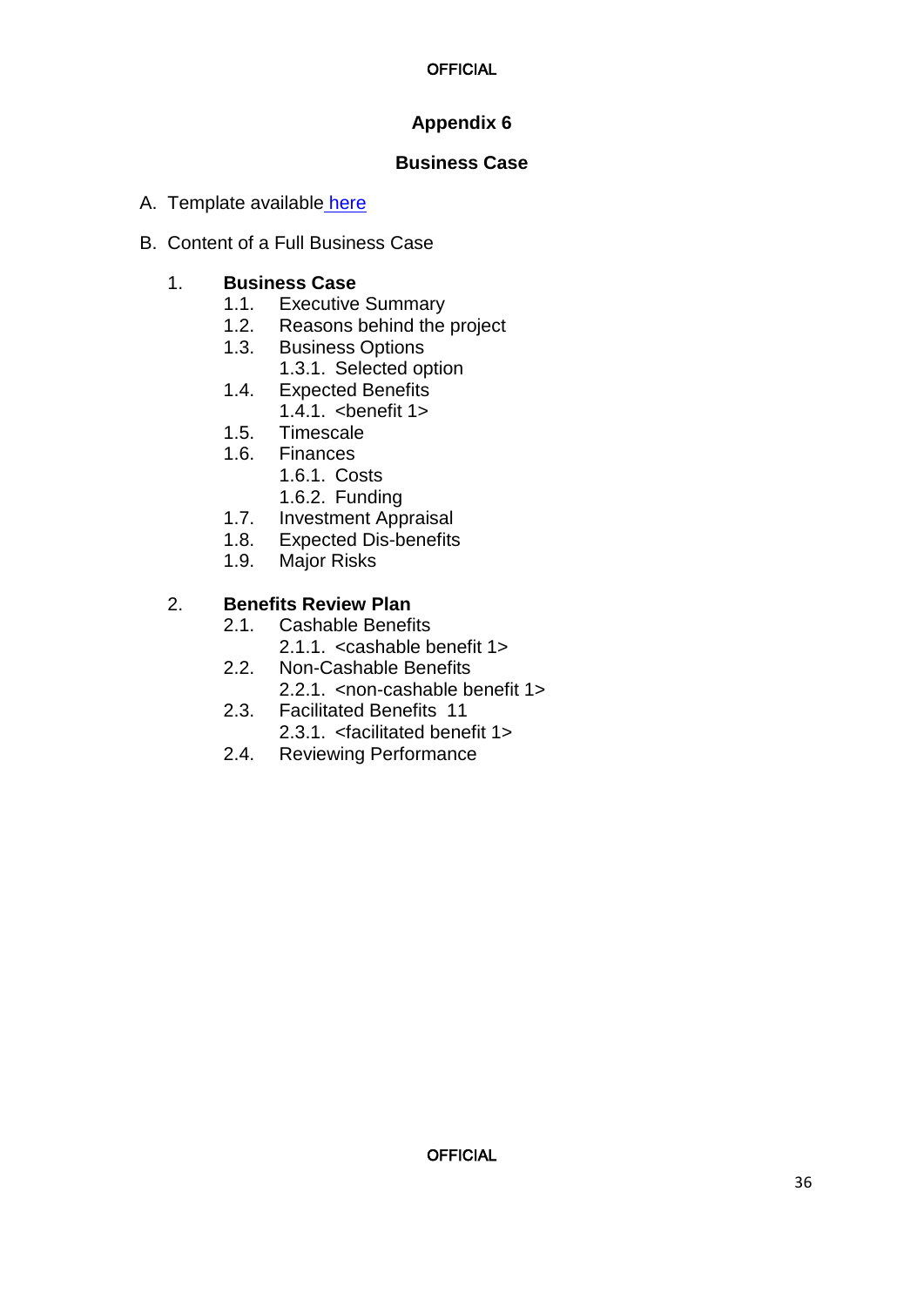## Appendix 6

### Business Case

A. Template available [here]

B. Content of a Full Business Case

1. **Business Case**
   - 1.1. Executive Summary
   - 1.2. Reasons behind the project
   - 1.3. Business Options
     - 1.3.1. Selected option
   - 1.4. Expected Benefits
     - 1.4.1. <benefit 1>
   - 1.5. Timescale
   - 1.6. Finances
     - 1.6.1. Costs
     - 1.6.2. Funding
   - 1.7. Investment Appraisal
   - 1.8. Expected Dis-benefits
   - 1.9. Major Risks

2. **Benefits Review Plan**
   - 2.1. Cashable Benefits
     - 2.1.1. <cashable benefit 1>
   - 2.2. Non-Cashable Benefits
     - 2.2.1. <non-cashable benefit 1>
   - 2.3. Facilitated Benefits 11
     - 2.3.1. <facilitated benefit 1>
   - 2.4. Reviewing Performance